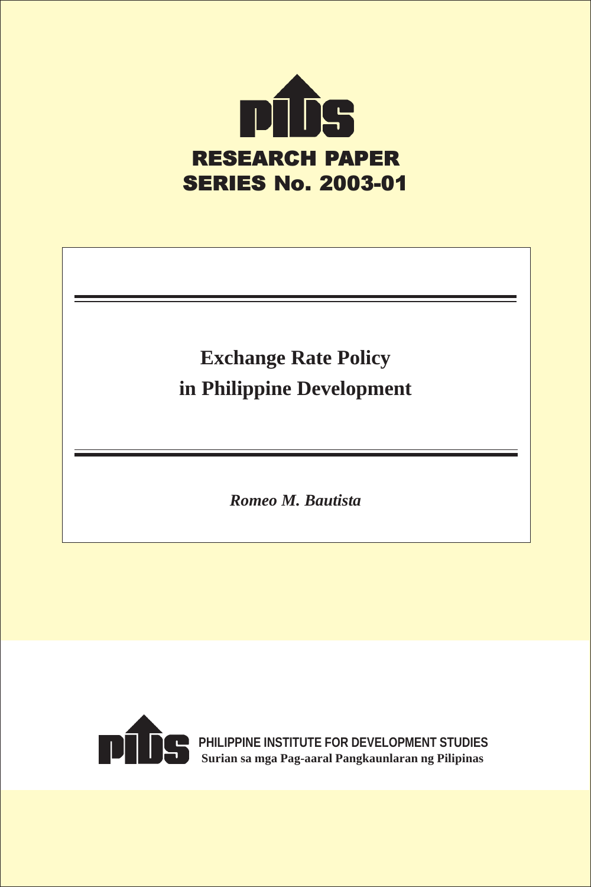PIDS

**RESEARCH PAPER SERIES No. 2003-01**

# Exchange Rate Policy in Philippine Development

***Romeo M. Bautista***

PIDS

**PHILIPPINE INSTITUTE FOR DEVELOPMENT STUDIES**

**Surian sa mga Pag-aaral Pangkaunlaran ng Pilipinas**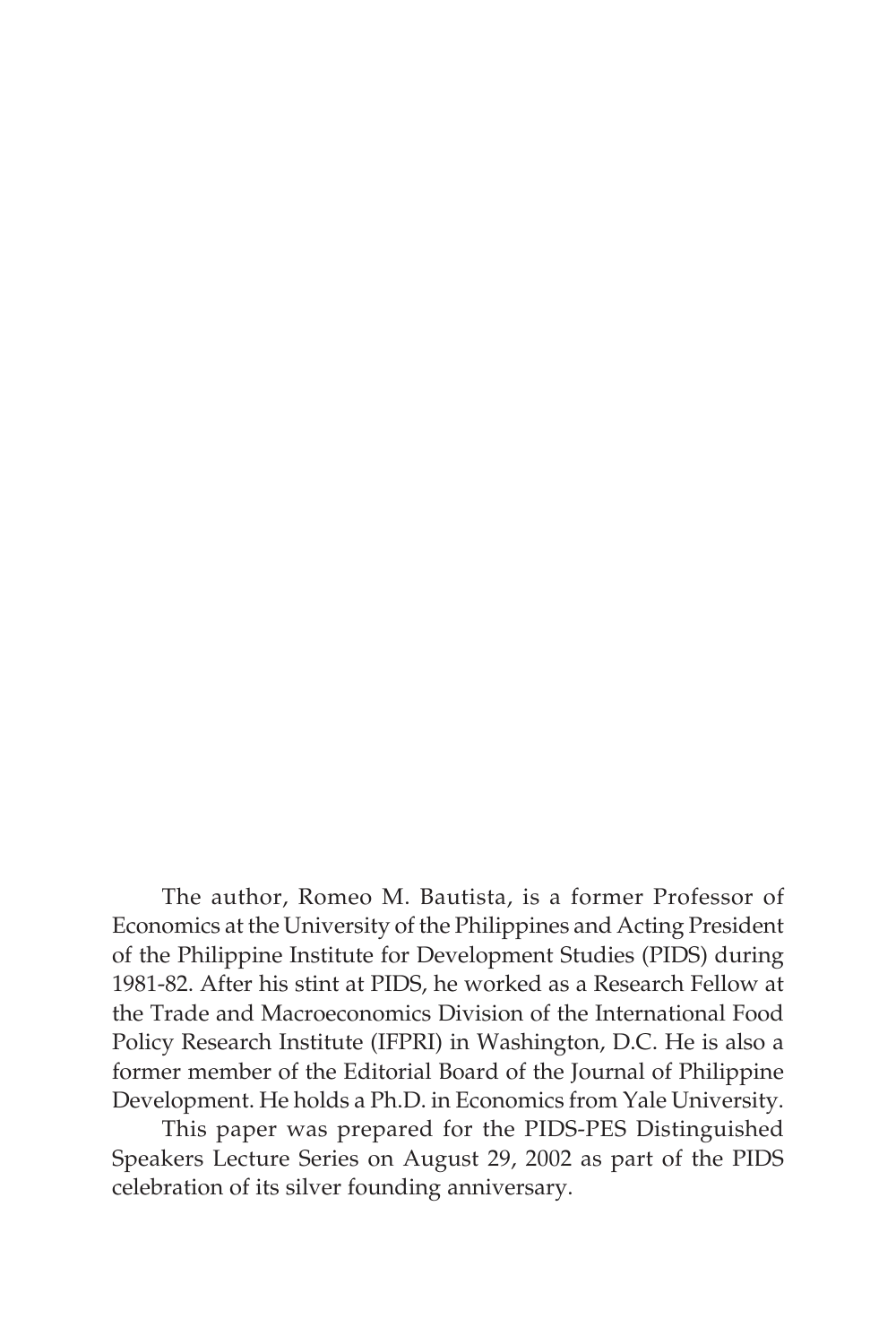The author, Romeo M. Bautista, is a former Professor of Economics at the University of the Philippines and Acting President of the Philippine Institute for Development Studies (PIDS) during 1981-82. After his stint at PIDS, he worked as a Research Fellow at the Trade and Macroeconomics Division of the International Food Policy Research Institute (IFPRI) in Washington, D.C. He is also a former member of the Editorial Board of the Journal of Philippine Development. He holds a Ph.D. in Economics from Yale University.

This paper was prepared for the PIDS-PES Distinguished Speakers Lecture Series on August 29, 2002 as part of the PIDS celebration of its silver founding anniversary.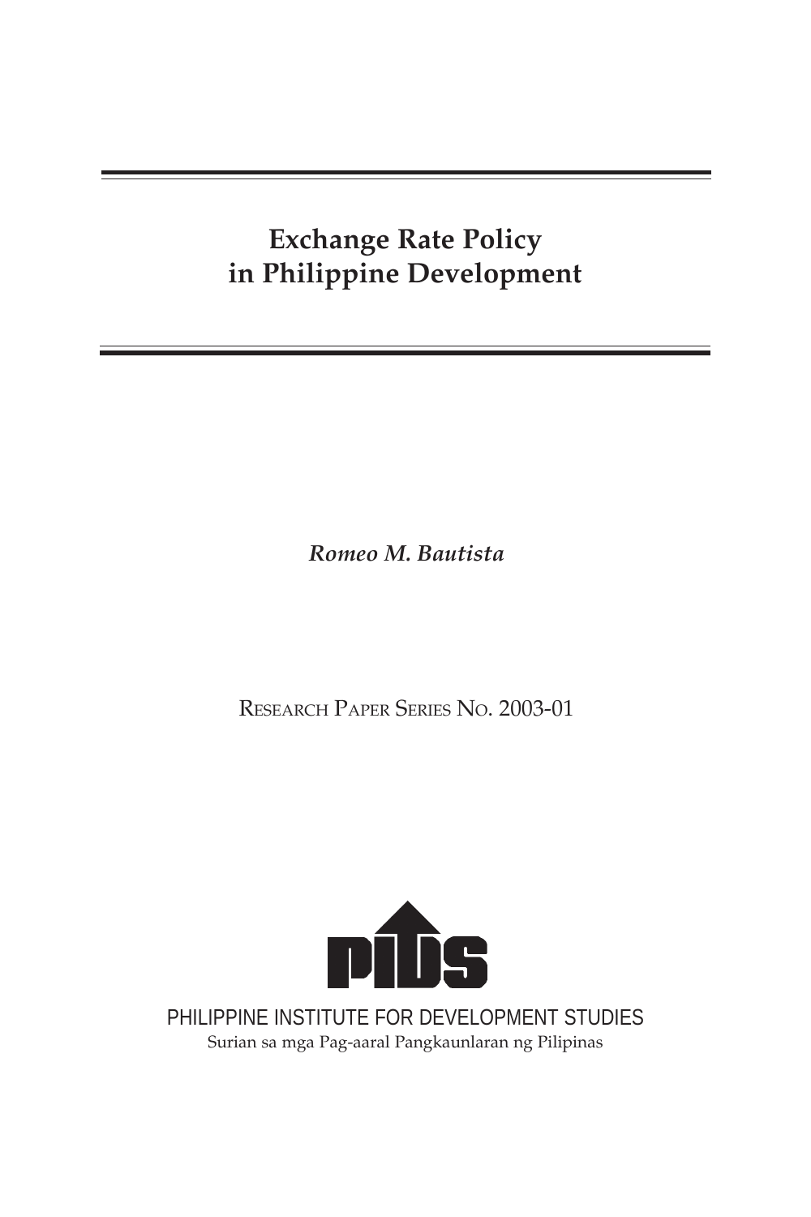# Exchange Rate Policy in Philippine Development

*Romeo M. Bautista*

RESEARCH PAPER SERIES NO. 2003-01

PHILIPPINE INSTITUTE FOR DEVELOPMENT STUDIES

Surian sa mga Pag-aaral Pangkaunlaran ng Pilipinas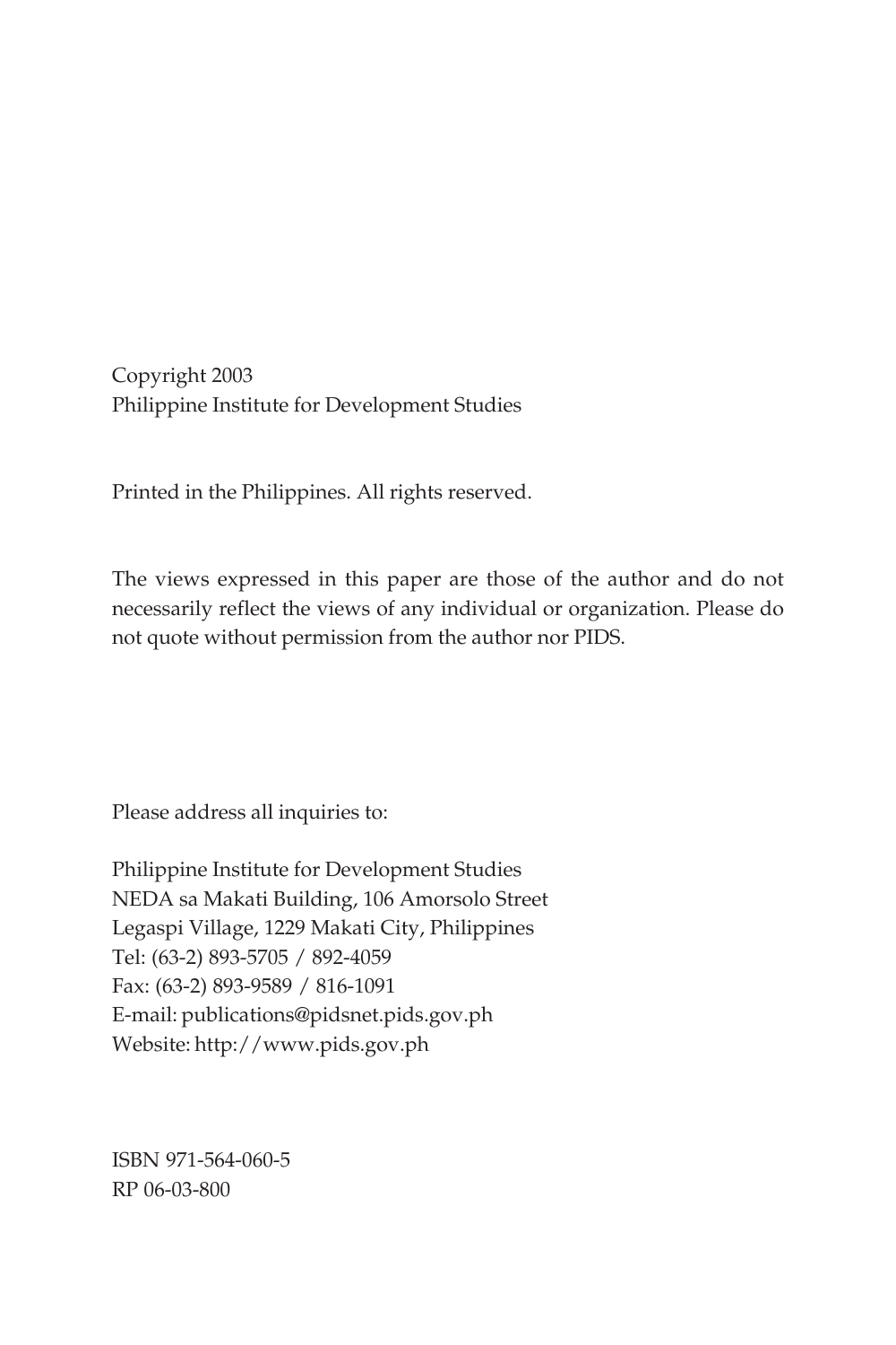Copyright 2003
Philippine Institute for Development Studies

Printed in the Philippines. All rights reserved.

The views expressed in this paper are those of the author and do not necessarily reflect the views of any individual or organization. Please do not quote without permission from the author nor PIDS.

Please address all inquiries to:

Philippine Institute for Development Studies
NEDA sa Makati Building, 106 Amorsolo Street
Legaspi Village, 1229 Makati City, Philippines
Tel: (63-2) 893-5705 / 892-4059
Fax: (63-2) 893-9589 / 816-1091
E-mail: publications@pidsnet.pids.gov.ph
Website: http://www.pids.gov.ph

ISBN 971-564-060-5
RP 06-03-800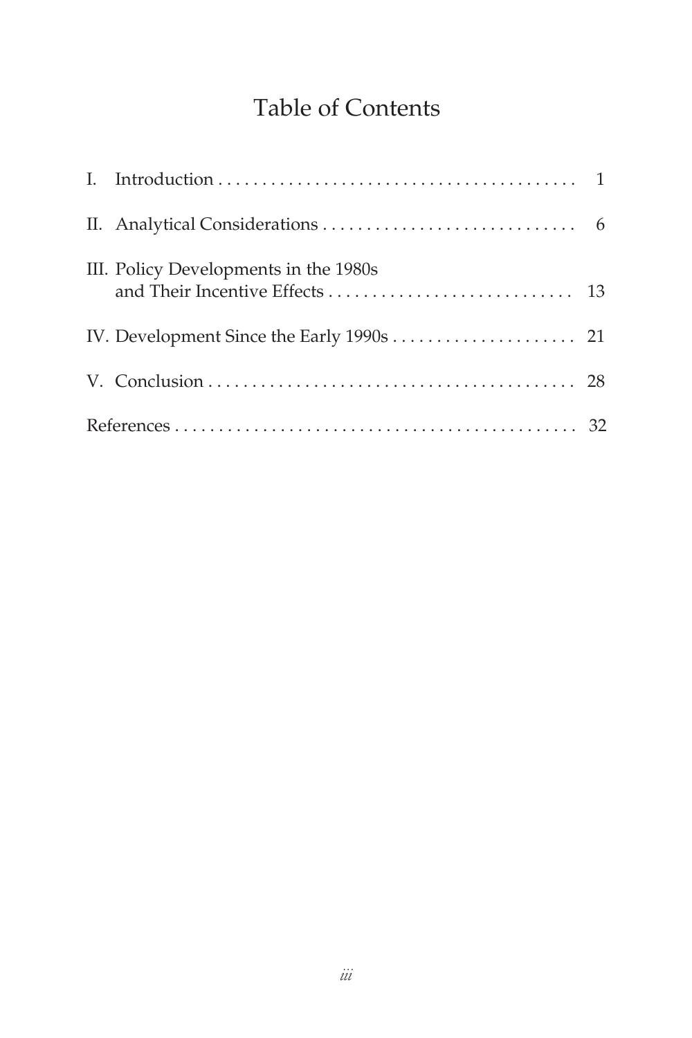# Table of Contents

I. Introduction . . . . . . . . . . . . . . . . . . . . . . . . . . . . . . . . . . . . . . . . . 1

II. Analytical Considerations . . . . . . . . . . . . . . . . . . . . . . . . . . . . . 6

III. Policy Developments in the 1980s and Their Incentive Effects . . . . . . . . . . . . . . . . . . . . . . . . . . . . 13

IV. Development Since the Early 1990s . . . . . . . . . . . . . . . . . . . . . 21

V. Conclusion . . . . . . . . . . . . . . . . . . . . . . . . . . . . . . . . . . . . . . . . . . 28

References . . . . . . . . . . . . . . . . . . . . . . . . . . . . . . . . . . . . . . . . . . . . . 32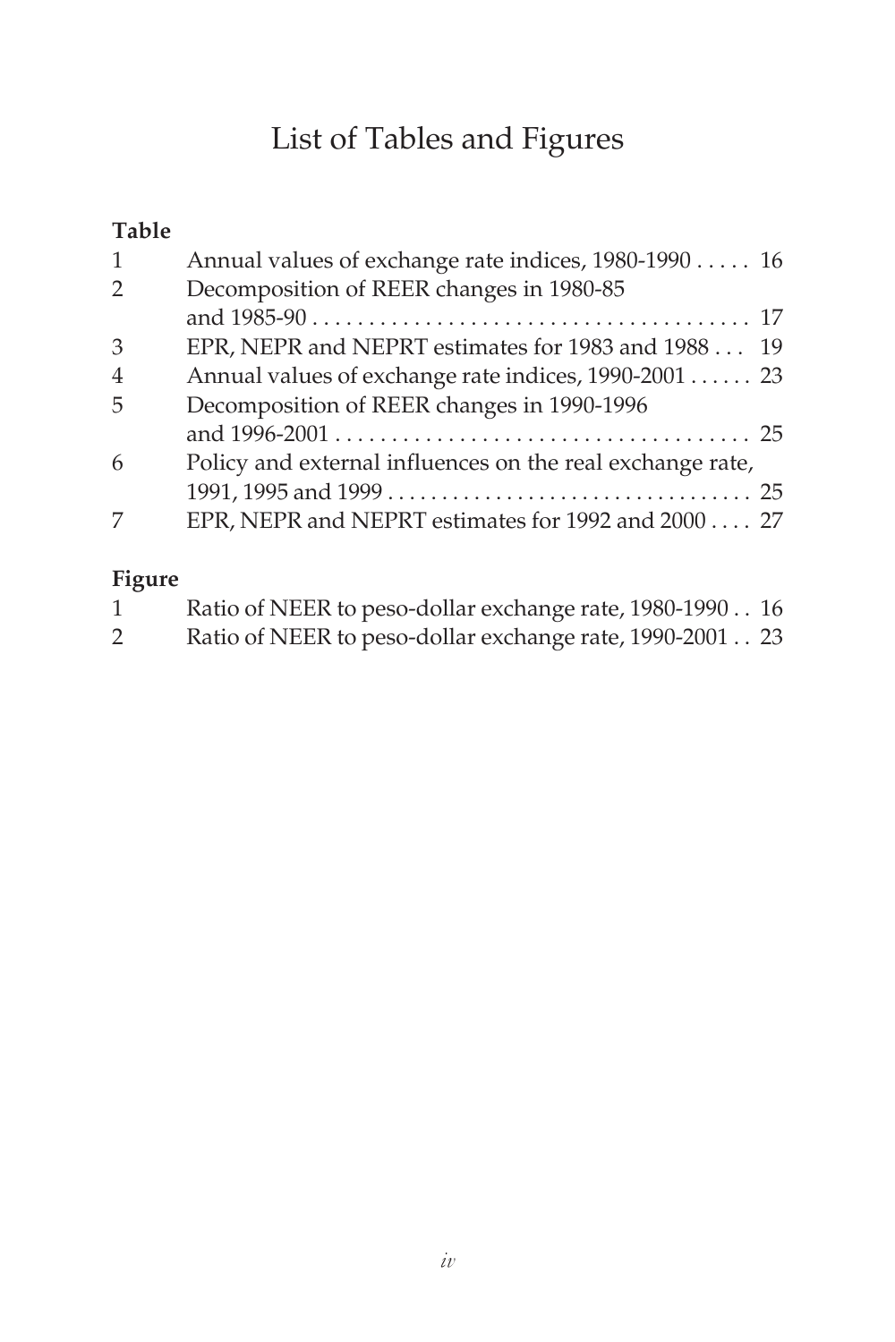# List of Tables and Figures

**Table**

| | | |
|---|---|---|
| 1 | Annual values of exchange rate indices, 1980-1990 | 16 |
| 2 | Decomposition of REER changes in 1980-85 and 1985-90 | 17 |
| 3 | EPR, NEPR and NEPRT estimates for 1983 and 1988 | 19 |
| 4 | Annual values of exchange rate indices, 1990-2001 | 23 |
| 5 | Decomposition of REER changes in 1990-1996 and 1996-2001 | 25 |
| 6 | Policy and external influences on the real exchange rate, 1991, 1995 and 1999 | 25 |
| 7 | EPR, NEPR and NEPRT estimates for 1992 and 2000 | 27 |

**Figure**

| | | |
|---|---|---|
| 1 | Ratio of NEER to peso-dollar exchange rate, 1980-1990 | 16 |
| 2 | Ratio of NEER to peso-dollar exchange rate, 1990-2001 | 23 |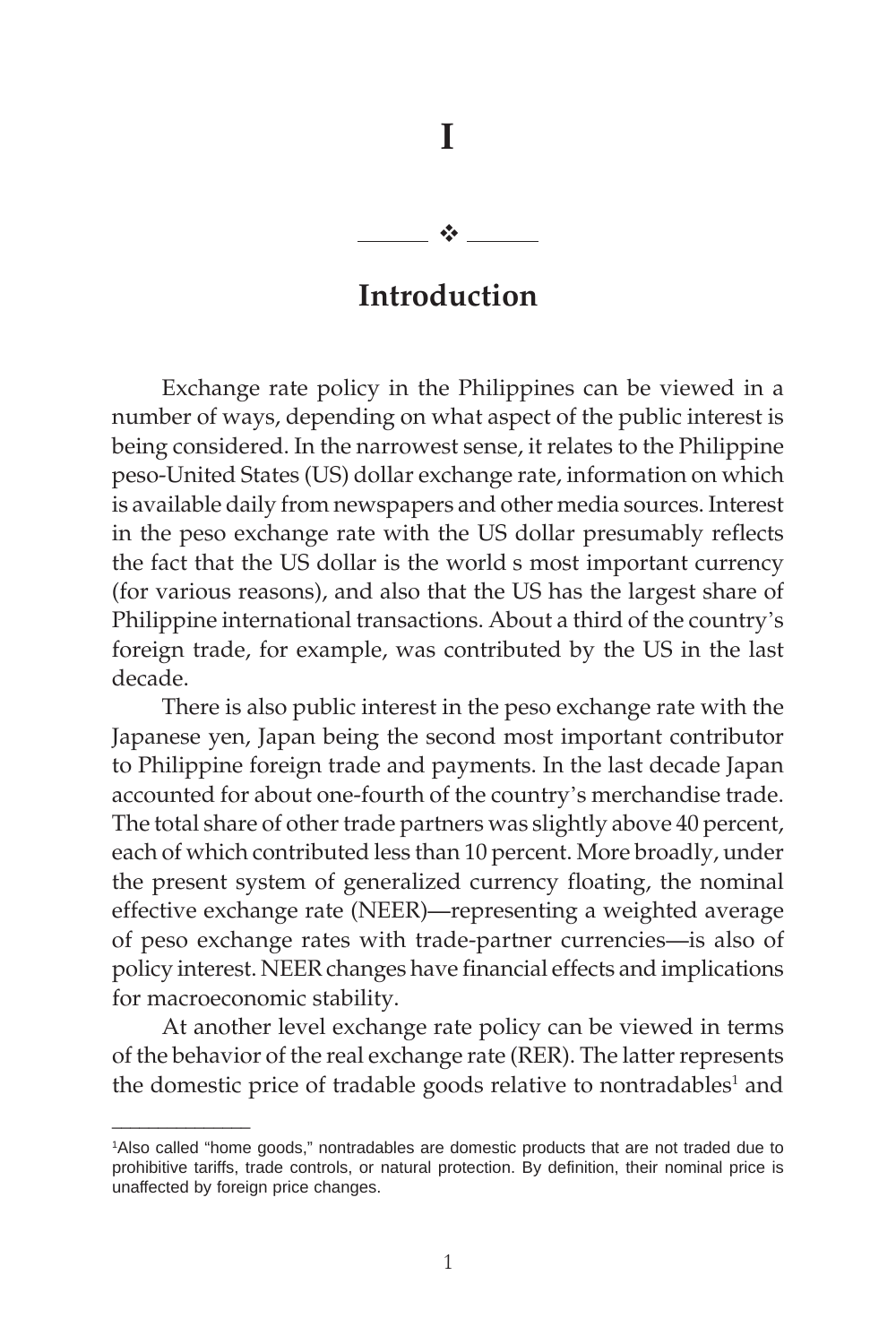# I

## Introduction

Exchange rate policy in the Philippines can be viewed in a number of ways, depending on what aspect of the public interest is being considered. In the narrowest sense, it relates to the Philippine peso-United States (US) dollar exchange rate, information on which is available daily from newspapers and other media sources. Interest in the peso exchange rate with the US dollar presumably reflects the fact that the US dollar is the world s most important currency (for various reasons), and also that the US has the largest share of Philippine international transactions. About a third of the country's foreign trade, for example, was contributed by the US in the last decade.

There is also public interest in the peso exchange rate with the Japanese yen, Japan being the second most important contributor to Philippine foreign trade and payments. In the last decade Japan accounted for about one-fourth of the country's merchandise trade. The total share of other trade partners was slightly above 40 percent, each of which contributed less than 10 percent. More broadly, under the present system of generalized currency floating, the nominal effective exchange rate (NEER)—representing a weighted average of peso exchange rates with trade-partner currencies—is also of policy interest. NEER changes have financial effects and implications for macroeconomic stability.

At another level exchange rate policy can be viewed in terms of the behavior of the real exchange rate (RER). The latter represents the domestic price of tradable goods relative to nontradables[1] and

---

[1]Also called "home goods," nontradables are domestic products that are not traded due to prohibitive tariffs, trade controls, or natural protection. By definition, their nominal price is unaffected by foreign price changes.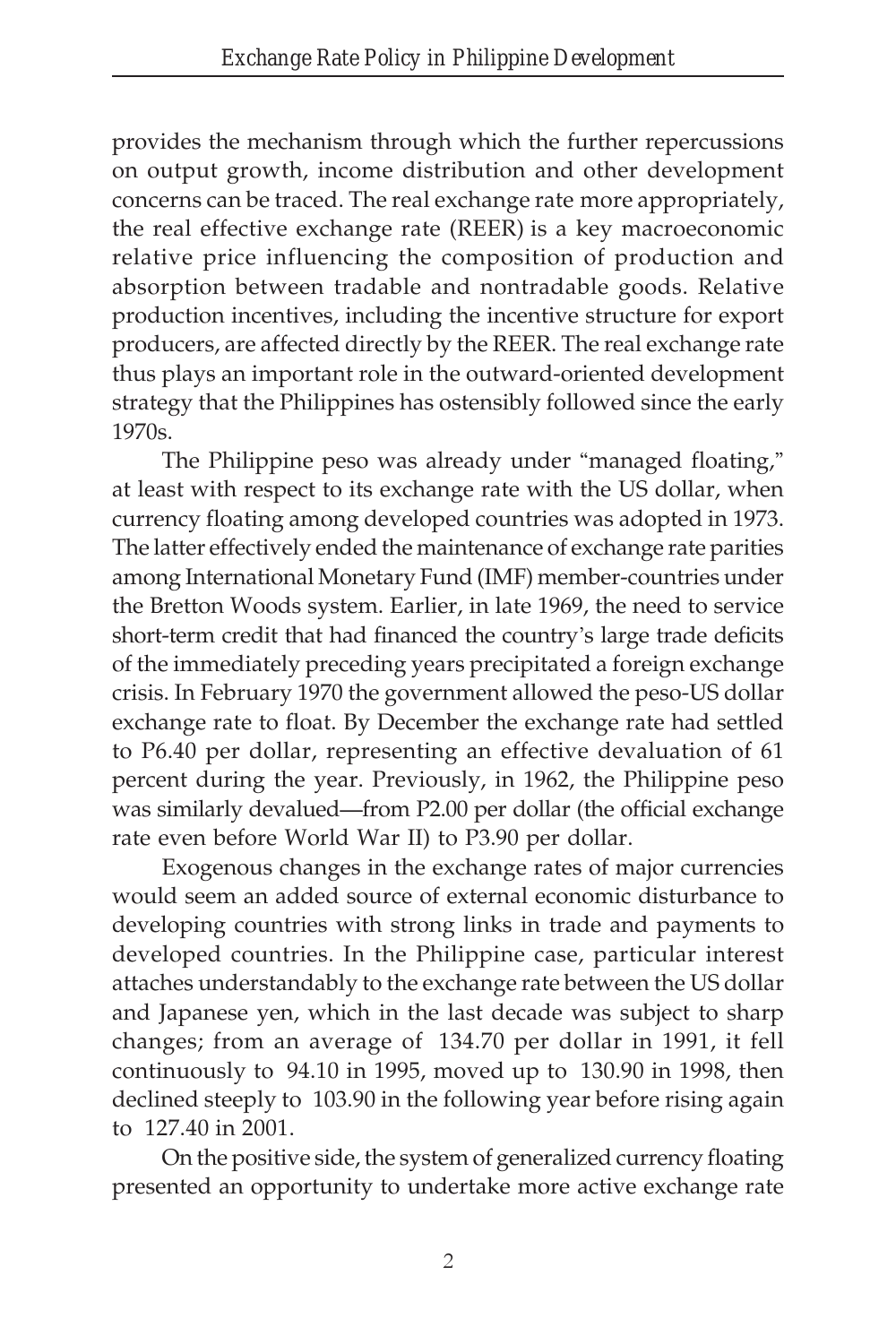provides the mechanism through which the further repercussions on output growth, income distribution and other development concerns can be traced. The real exchange rate more appropriately, the real effective exchange rate (REER) is a key macroeconomic relative price influencing the composition of production and absorption between tradable and nontradable goods. Relative production incentives, including the incentive structure for export producers, are affected directly by the REER. The real exchange rate thus plays an important role in the outward-oriented development strategy that the Philippines has ostensibly followed since the early 1970s.

The Philippine peso was already under "managed floating," at least with respect to its exchange rate with the US dollar, when currency floating among developed countries was adopted in 1973. The latter effectively ended the maintenance of exchange rate parities among International Monetary Fund (IMF) member-countries under the Bretton Woods system. Earlier, in late 1969, the need to service short-term credit that had financed the country's large trade deficits of the immediately preceding years precipitated a foreign exchange crisis. In February 1970 the government allowed the peso-US dollar exchange rate to float. By December the exchange rate had settled to P6.40 per dollar, representing an effective devaluation of 61 percent during the year. Previously, in 1962, the Philippine peso was similarly devalued—from P2.00 per dollar (the official exchange rate even before World War II) to P3.90 per dollar.

Exogenous changes in the exchange rates of major currencies would seem an added source of external economic disturbance to developing countries with strong links in trade and payments to developed countries. In the Philippine case, particular interest attaches understandably to the exchange rate between the US dollar and Japanese yen, which in the last decade was subject to sharp changes; from an average of 134.70 per dollar in 1991, it fell continuously to 94.10 in 1995, moved up to 130.90 in 1998, then declined steeply to 103.90 in the following year before rising again to 127.40 in 2001.

On the positive side, the system of generalized currency floating presented an opportunity to undertake more active exchange rate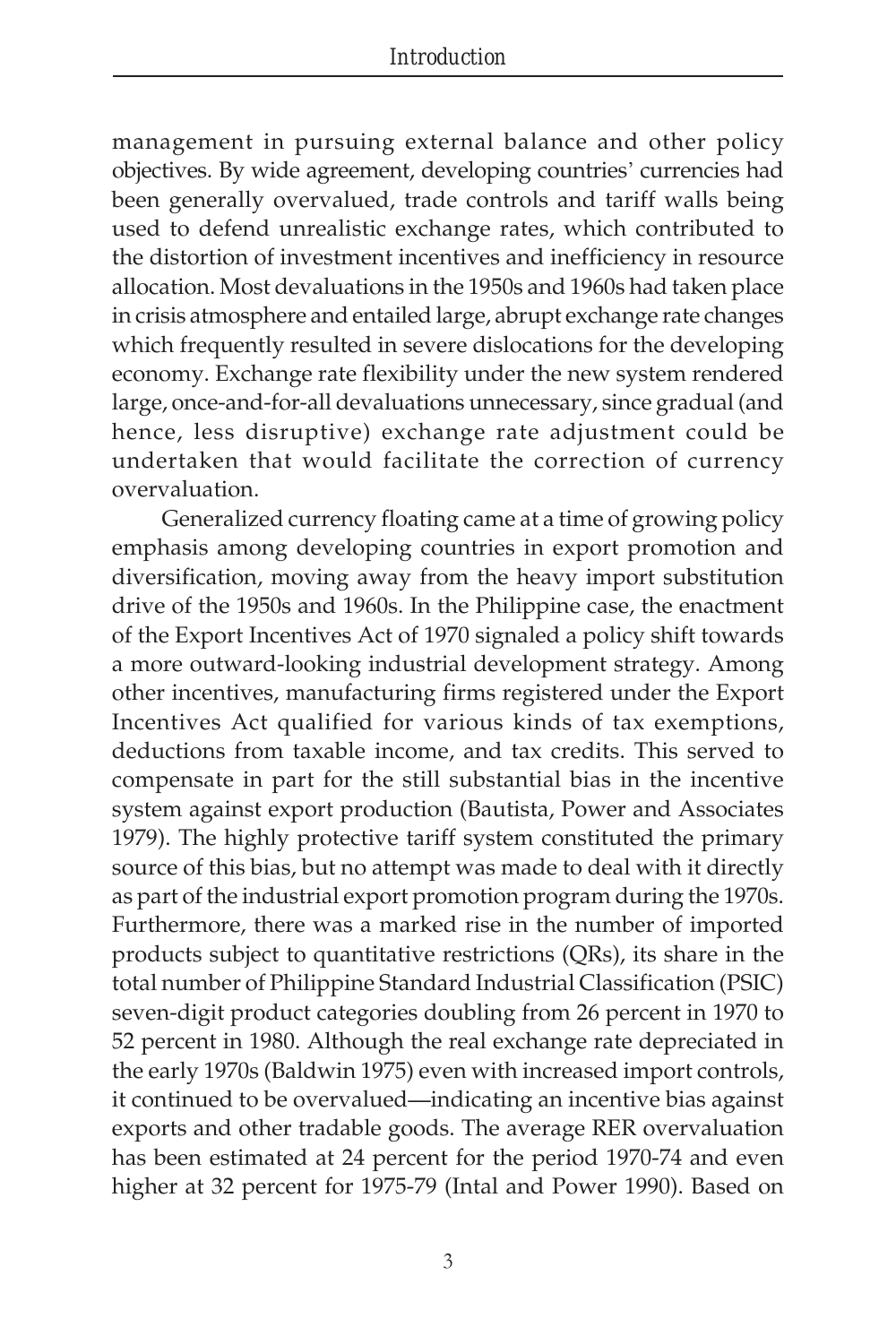management in pursuing external balance and other policy objectives. By wide agreement, developing countries' currencies had been generally overvalued, trade controls and tariff walls being used to defend unrealistic exchange rates, which contributed to the distortion of investment incentives and inefficiency in resource allocation. Most devaluations in the 1950s and 1960s had taken place in crisis atmosphere and entailed large, abrupt exchange rate changes which frequently resulted in severe dislocations for the developing economy. Exchange rate flexibility under the new system rendered large, once-and-for-all devaluations unnecessary, since gradual (and hence, less disruptive) exchange rate adjustment could be undertaken that would facilitate the correction of currency overvaluation.

Generalized currency floating came at a time of growing policy emphasis among developing countries in export promotion and diversification, moving away from the heavy import substitution drive of the 1950s and 1960s. In the Philippine case, the enactment of the Export Incentives Act of 1970 signaled a policy shift towards a more outward-looking industrial development strategy. Among other incentives, manufacturing firms registered under the Export Incentives Act qualified for various kinds of tax exemptions, deductions from taxable income, and tax credits. This served to compensate in part for the still substantial bias in the incentive system against export production (Bautista, Power and Associates 1979). The highly protective tariff system constituted the primary source of this bias, but no attempt was made to deal with it directly as part of the industrial export promotion program during the 1970s. Furthermore, there was a marked rise in the number of imported products subject to quantitative restrictions (QRs), its share in the total number of Philippine Standard Industrial Classification (PSIC) seven-digit product categories doubling from 26 percent in 1970 to 52 percent in 1980. Although the real exchange rate depreciated in the early 1970s (Baldwin 1975) even with increased import controls, it continued to be overvalued—indicating an incentive bias against exports and other tradable goods. The average RER overvaluation has been estimated at 24 percent for the period 1970-74 and even higher at 32 percent for 1975-79 (Intal and Power 1990). Based on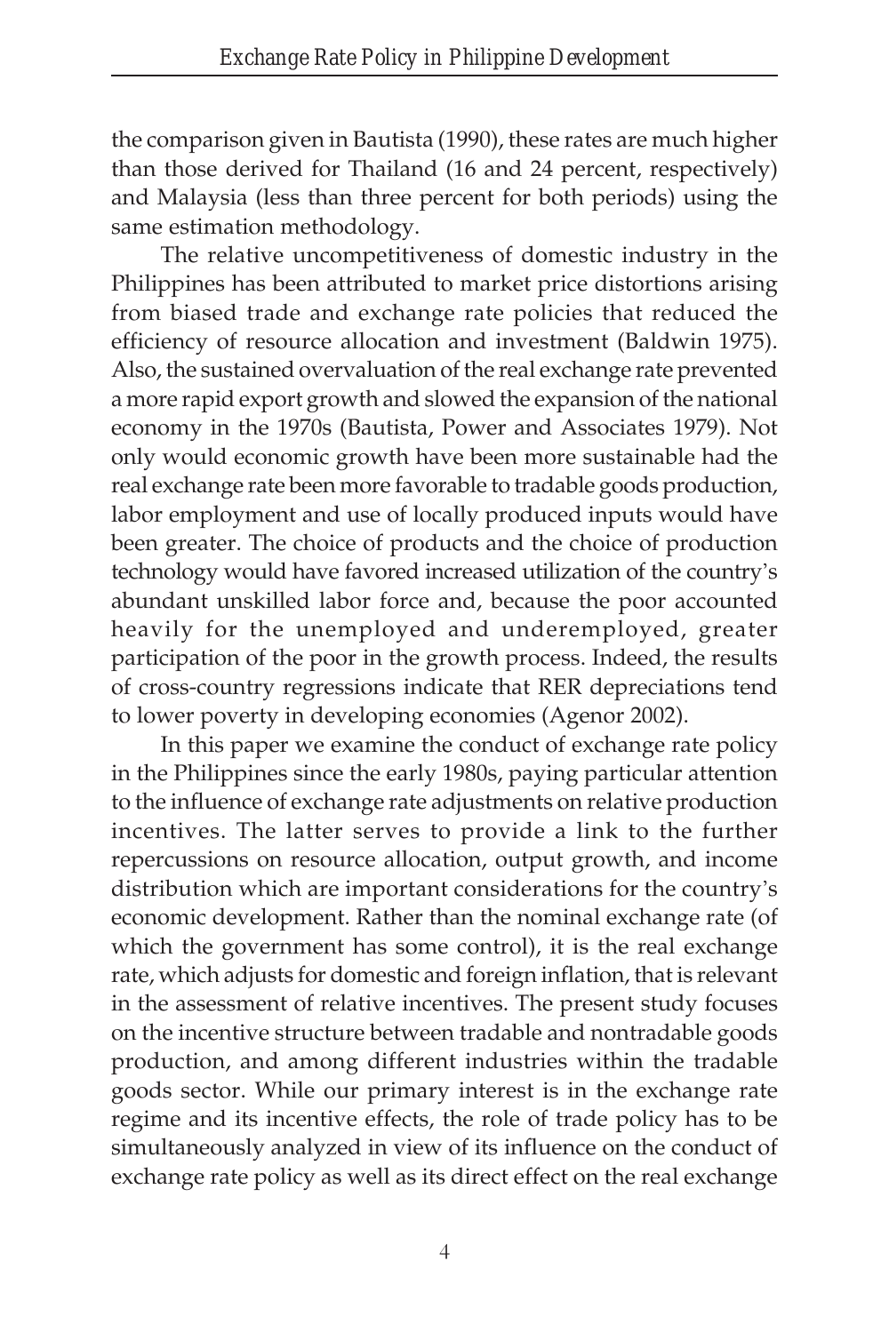the comparison given in Bautista (1990), these rates are much higher than those derived for Thailand (16 and 24 percent, respectively) and Malaysia (less than three percent for both periods) using the same estimation methodology.

The relative uncompetitiveness of domestic industry in the Philippines has been attributed to market price distortions arising from biased trade and exchange rate policies that reduced the efficiency of resource allocation and investment (Baldwin 1975). Also, the sustained overvaluation of the real exchange rate prevented a more rapid export growth and slowed the expansion of the national economy in the 1970s (Bautista, Power and Associates 1979). Not only would economic growth have been more sustainable had the real exchange rate been more favorable to tradable goods production, labor employment and use of locally produced inputs would have been greater. The choice of products and the choice of production technology would have favored increased utilization of the country's abundant unskilled labor force and, because the poor accounted heavily for the unemployed and underemployed, greater participation of the poor in the growth process. Indeed, the results of cross-country regressions indicate that RER depreciations tend to lower poverty in developing economies (Agenor 2002).

In this paper we examine the conduct of exchange rate policy in the Philippines since the early 1980s, paying particular attention to the influence of exchange rate adjustments on relative production incentives. The latter serves to provide a link to the further repercussions on resource allocation, output growth, and income distribution which are important considerations for the country's economic development. Rather than the nominal exchange rate (of which the government has some control), it is the real exchange rate, which adjusts for domestic and foreign inflation, that is relevant in the assessment of relative incentives. The present study focuses on the incentive structure between tradable and nontradable goods production, and among different industries within the tradable goods sector. While our primary interest is in the exchange rate regime and its incentive effects, the role of trade policy has to be simultaneously analyzed in view of its influence on the conduct of exchange rate policy as well as its direct effect on the real exchange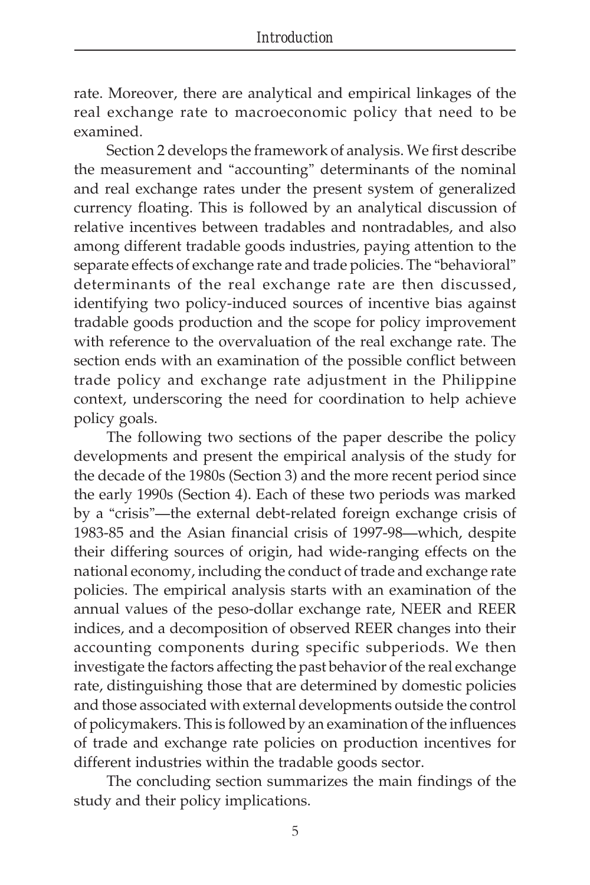rate. Moreover, there are analytical and empirical linkages of the real exchange rate to macroeconomic policy that need to be examined.

Section 2 develops the framework of analysis. We first describe the measurement and "accounting" determinants of the nominal and real exchange rates under the present system of generalized currency floating. This is followed by an analytical discussion of relative incentives between tradables and nontradables, and also among different tradable goods industries, paying attention to the separate effects of exchange rate and trade policies. The "behavioral" determinants of the real exchange rate are then discussed, identifying two policy-induced sources of incentive bias against tradable goods production and the scope for policy improvement with reference to the overvaluation of the real exchange rate. The section ends with an examination of the possible conflict between trade policy and exchange rate adjustment in the Philippine context, underscoring the need for coordination to help achieve policy goals.

The following two sections of the paper describe the policy developments and present the empirical analysis of the study for the decade of the 1980s (Section 3) and the more recent period since the early 1990s (Section 4). Each of these two periods was marked by a "crisis"—the external debt-related foreign exchange crisis of 1983-85 and the Asian financial crisis of 1997-98—which, despite their differing sources of origin, had wide-ranging effects on the national economy, including the conduct of trade and exchange rate policies. The empirical analysis starts with an examination of the annual values of the peso-dollar exchange rate, NEER and REER indices, and a decomposition of observed REER changes into their accounting components during specific subperiods. We then investigate the factors affecting the past behavior of the real exchange rate, distinguishing those that are determined by domestic policies and those associated with external developments outside the control of policymakers. This is followed by an examination of the influences of trade and exchange rate policies on production incentives for different industries within the tradable goods sector.

The concluding section summarizes the main findings of the study and their policy implications.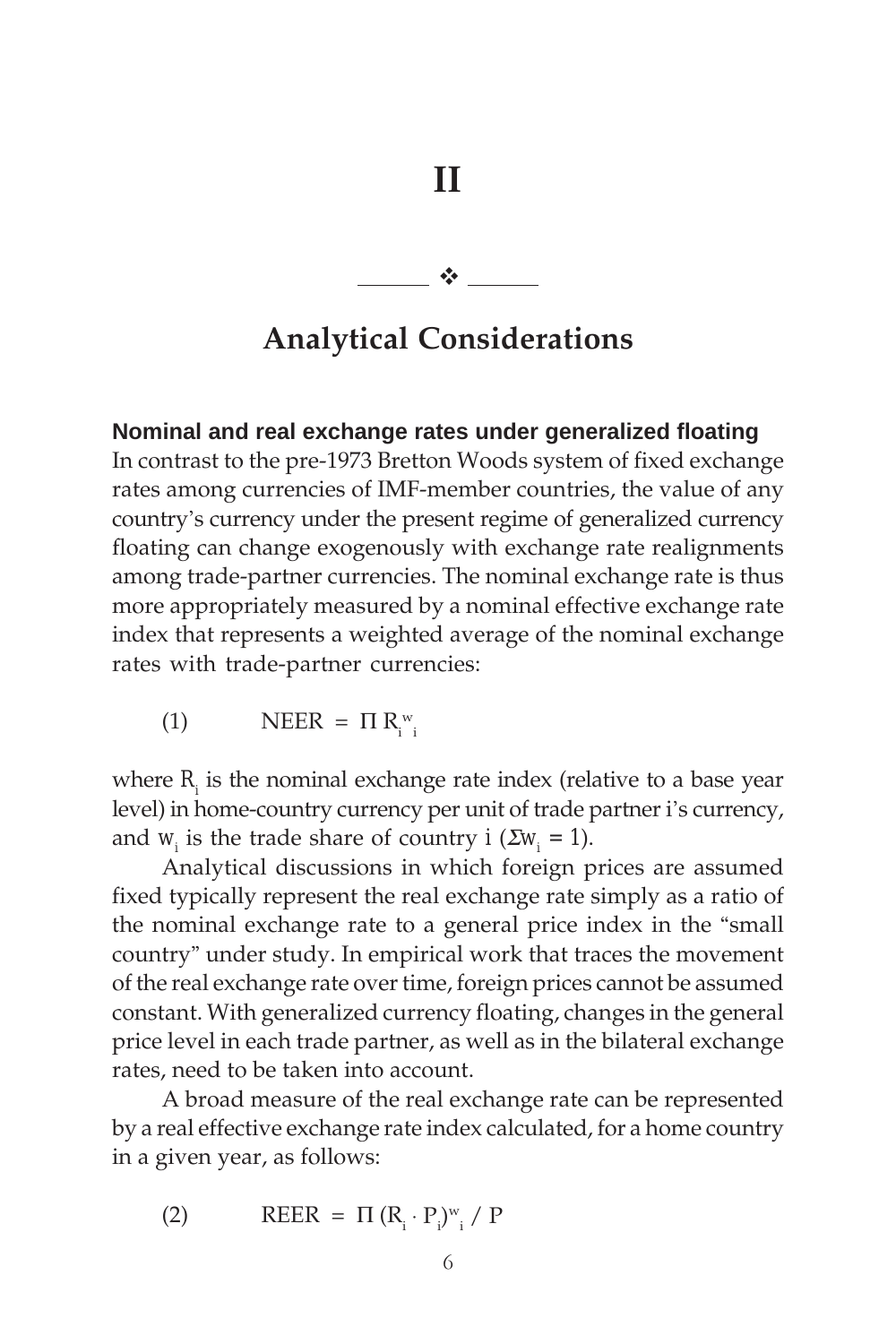# II

# Analytical Considerations

### Nominal and real exchange rates under generalized floating

In contrast to the pre-1973 Bretton Woods system of fixed exchange rates among currencies of IMF-member countries, the value of any country's currency under the present regime of generalized currency floating can change exogenously with exchange rate realignments among trade-partner currencies. The nominal exchange rate is thus more appropriately measured by a nominal effective exchange rate index that represents a weighted average of the nominal exchange rates with trade-partner currencies:

$$\text{(1)} \qquad \text{NEER} = \Pi\, R_i^{w_i}$$

where $R_i$ is the nominal exchange rate index (relative to a base year level) in home-country currency per unit of trade partner i's currency, and $w_i$ is the trade share of country i ($\Sigma w_i = 1$).

Analytical discussions in which foreign prices are assumed fixed typically represent the real exchange rate simply as a ratio of the nominal exchange rate to a general price index in the "small country" under study. In empirical work that traces the movement of the real exchange rate over time, foreign prices cannot be assumed constant. With generalized currency floating, changes in the general price level in each trade partner, as well as in the bilateral exchange rates, need to be taken into account.

A broad measure of the real exchange rate can be represented by a real effective exchange rate index calculated, for a home country in a given year, as follows:

$$\text{(2)} \qquad \text{REER} = \Pi\, (R_i \cdot P_i)^{w_i} \,/\, P$$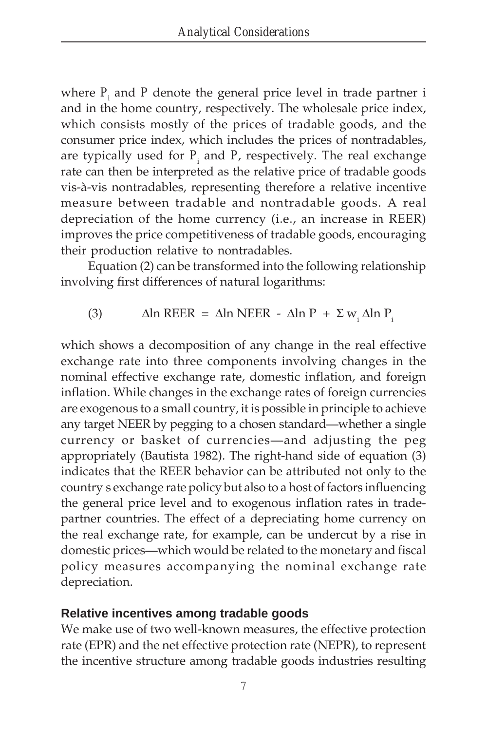where $P_i$ and $P$ denote the general price level in trade partner i and in the home country, respectively. The wholesale price index, which consists mostly of the prices of tradable goods, and the consumer price index, which includes the prices of nontradables, are typically used for $P_i$ and $P$, respectively. The real exchange rate can then be interpreted as the relative price of tradable goods vis-à-vis nontradables, representing therefore a relative incentive measure between tradable and nontradable goods. A real depreciation of the home currency (i.e., an increase in REER) improves the price competitiveness of tradable goods, encouraging their production relative to nontradables.

Equation (2) can be transformed into the following relationship involving first differences of natural logarithms:

$$(3) \qquad \Delta \ln \text{REER} = \Delta \ln \text{NEER} - \Delta \ln P + \Sigma w_i \Delta \ln P_i$$

which shows a decomposition of any change in the real effective exchange rate into three components involving changes in the nominal effective exchange rate, domestic inflation, and foreign inflation. While changes in the exchange rates of foreign currencies are exogenous to a small country, it is possible in principle to achieve any target NEER by pegging to a chosen standard—whether a single currency or basket of currencies—and adjusting the peg appropriately (Bautista 1982). The right-hand side of equation (3) indicates that the REER behavior can be attributed not only to the country s exchange rate policy but also to a host of factors influencing the general price level and to exogenous inflation rates in trade-partner countries. The effect of a depreciating home currency on the real exchange rate, for example, can be undercut by a rise in domestic prices—which would be related to the monetary and fiscal policy measures accompanying the nominal exchange rate depreciation.

### Relative incentives among tradable goods

We make use of two well-known measures, the effective protection rate (EPR) and the net effective protection rate (NEPR), to represent the incentive structure among tradable goods industries resulting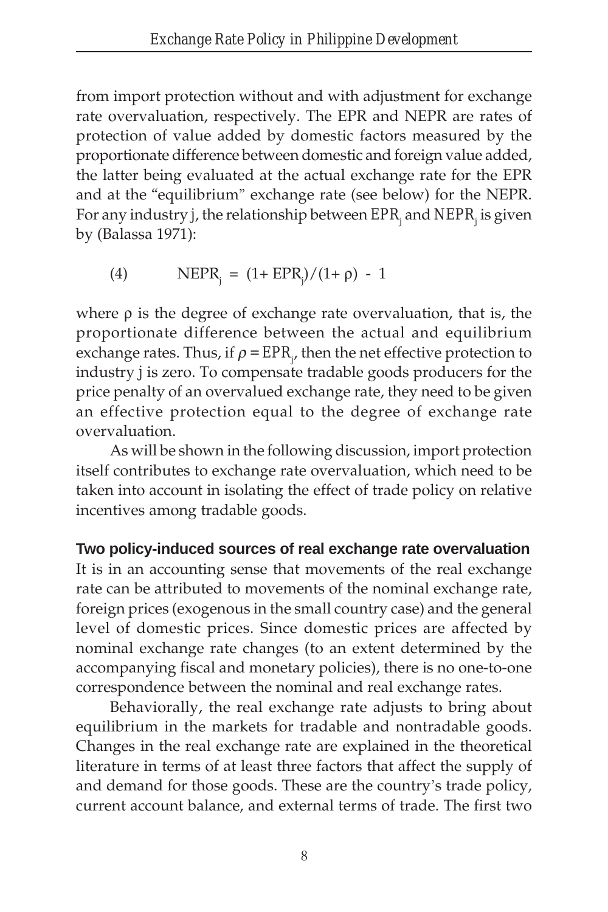from import protection without and with adjustment for exchange rate overvaluation, respectively. The EPR and NEPR are rates of protection of value added by domestic factors measured by the proportionate difference between domestic and foreign value added, the latter being evaluated at the actual exchange rate for the EPR and at the "equilibrium" exchange rate (see below) for the NEPR. For any industry j, the relationship between $EPR_j$ and $NEPR_j$ is given by (Balassa 1971):

$$(4) \qquad NEPR_j = (1 + EPR_j)/(1 + \rho) - 1$$

where $\rho$ is the degree of exchange rate overvaluation, that is, the proportionate difference between the actual and equilibrium exchange rates. Thus, if $\rho = EPR_j$, then the net effective protection to industry j is zero. To compensate tradable goods producers for the price penalty of an overvalued exchange rate, they need to be given an effective protection equal to the degree of exchange rate overvaluation.

As will be shown in the following discussion, import protection itself contributes to exchange rate overvaluation, which need to be taken into account in isolating the effect of trade policy on relative incentives among tradable goods.

**Two policy-induced sources of real exchange rate overvaluation**

It is in an accounting sense that movements of the real exchange rate can be attributed to movements of the nominal exchange rate, foreign prices (exogenous in the small country case) and the general level of domestic prices. Since domestic prices are affected by nominal exchange rate changes (to an extent determined by the accompanying fiscal and monetary policies), there is no one-to-one correspondence between the nominal and real exchange rates.

Behaviorally, the real exchange rate adjusts to bring about equilibrium in the markets for tradable and nontradable goods. Changes in the real exchange rate are explained in the theoretical literature in terms of at least three factors that affect the supply of and demand for those goods. These are the country's trade policy, current account balance, and external terms of trade. The first two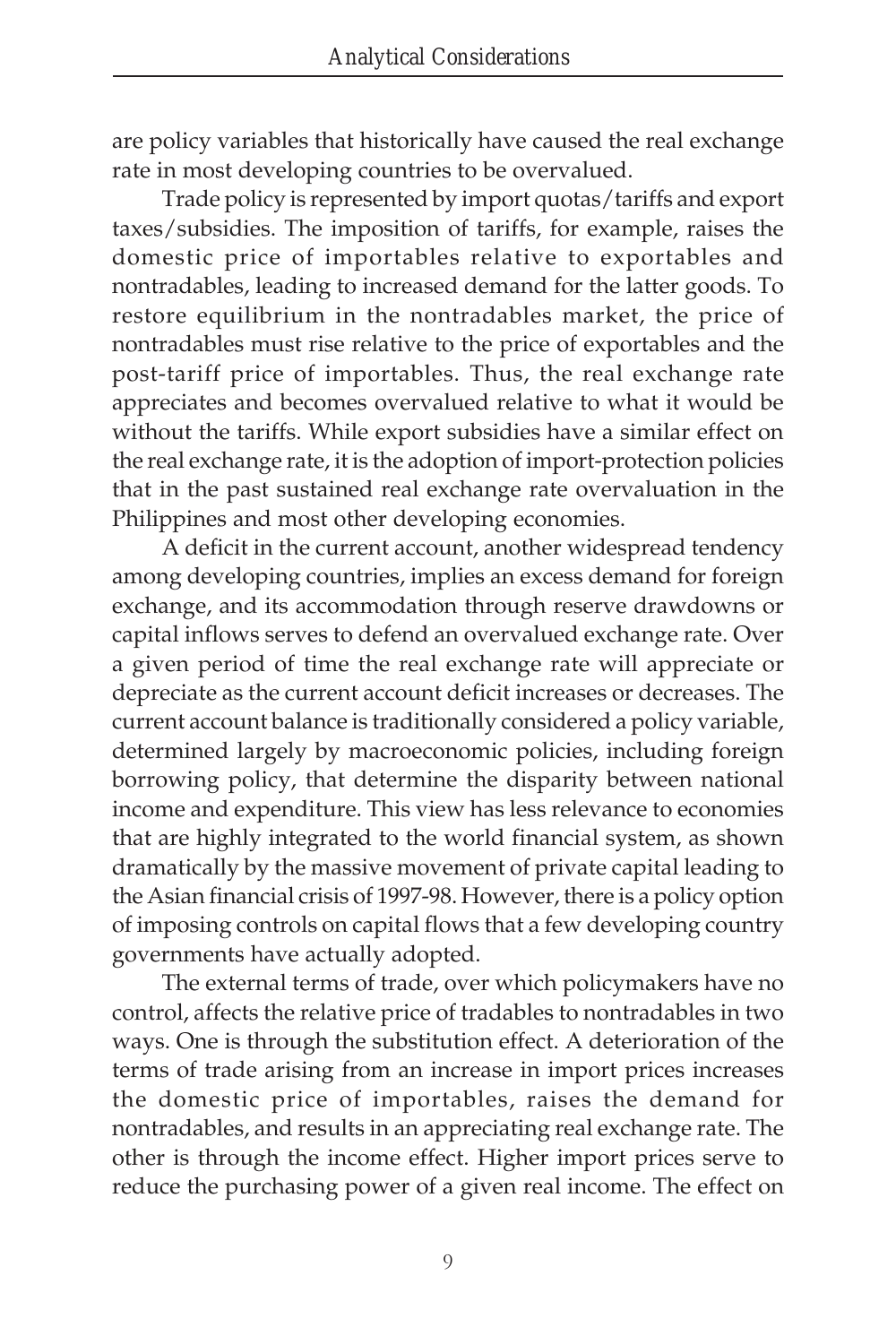are policy variables that historically have caused the real exchange rate in most developing countries to be overvalued.

Trade policy is represented by import quotas/tariffs and export taxes/subsidies. The imposition of tariffs, for example, raises the domestic price of importables relative to exportables and nontradables, leading to increased demand for the latter goods. To restore equilibrium in the nontradables market, the price of nontradables must rise relative to the price of exportables and the post-tariff price of importables. Thus, the real exchange rate appreciates and becomes overvalued relative to what it would be without the tariffs. While export subsidies have a similar effect on the real exchange rate, it is the adoption of import-protection policies that in the past sustained real exchange rate overvaluation in the Philippines and most other developing economies.

A deficit in the current account, another widespread tendency among developing countries, implies an excess demand for foreign exchange, and its accommodation through reserve drawdowns or capital inflows serves to defend an overvalued exchange rate. Over a given period of time the real exchange rate will appreciate or depreciate as the current account deficit increases or decreases. The current account balance is traditionally considered a policy variable, determined largely by macroeconomic policies, including foreign borrowing policy, that determine the disparity between national income and expenditure. This view has less relevance to economies that are highly integrated to the world financial system, as shown dramatically by the massive movement of private capital leading to the Asian financial crisis of 1997-98. However, there is a policy option of imposing controls on capital flows that a few developing country governments have actually adopted.

The external terms of trade, over which policymakers have no control, affects the relative price of tradables to nontradables in two ways. One is through the substitution effect. A deterioration of the terms of trade arising from an increase in import prices increases the domestic price of importables, raises the demand for nontradables, and results in an appreciating real exchange rate. The other is through the income effect. Higher import prices serve to reduce the purchasing power of a given real income. The effect on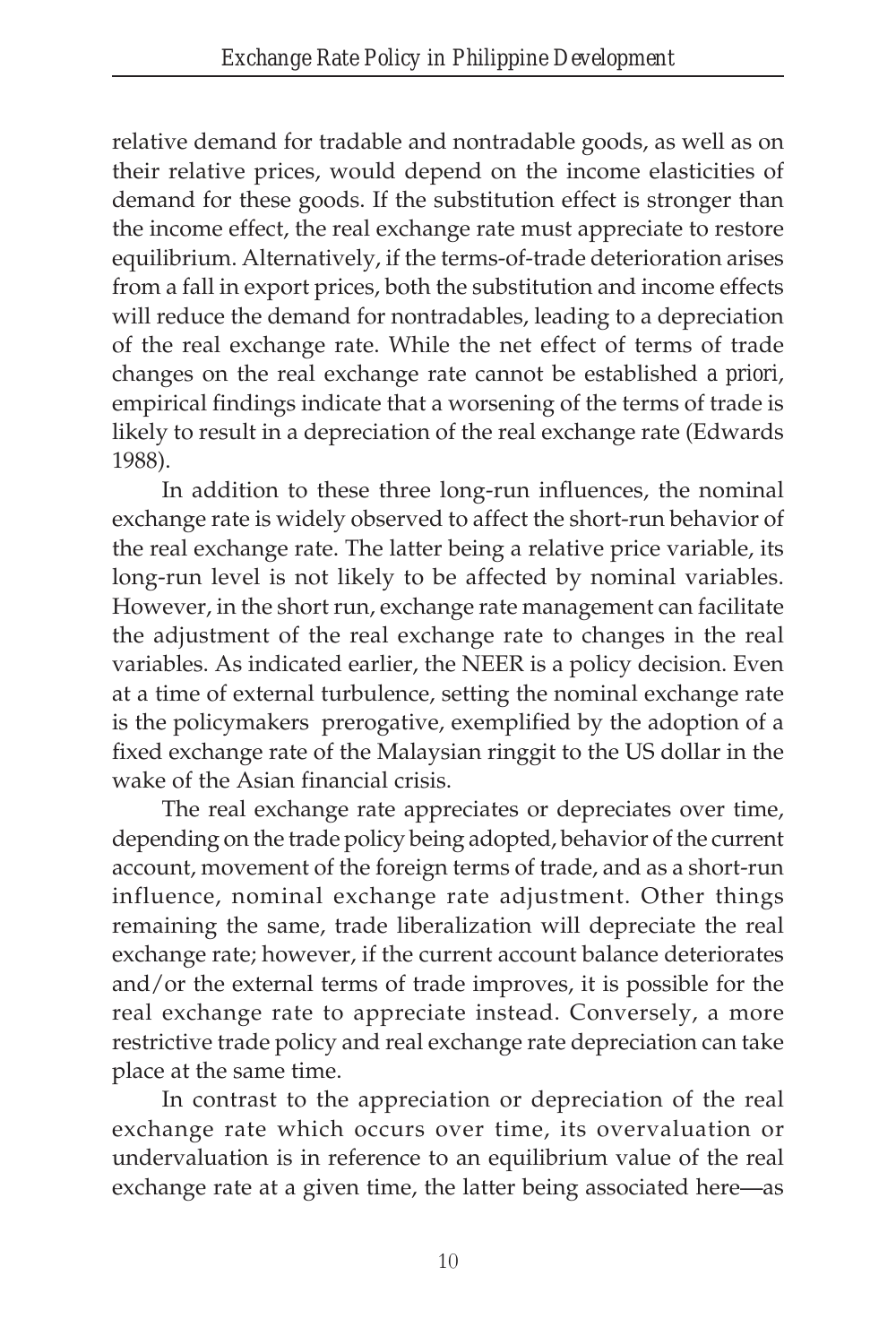relative demand for tradable and nontradable goods, as well as on their relative prices, would depend on the income elasticities of demand for these goods. If the substitution effect is stronger than the income effect, the real exchange rate must appreciate to restore equilibrium. Alternatively, if the terms-of-trade deterioration arises from a fall in export prices, both the substitution and income effects will reduce the demand for nontradables, leading to a depreciation of the real exchange rate. While the net effect of terms of trade changes on the real exchange rate cannot be established *a priori*, empirical findings indicate that a worsening of the terms of trade is likely to result in a depreciation of the real exchange rate (Edwards 1988).

In addition to these three long-run influences, the nominal exchange rate is widely observed to affect the short-run behavior of the real exchange rate. The latter being a relative price variable, its long-run level is not likely to be affected by nominal variables. However, in the short run, exchange rate management can facilitate the adjustment of the real exchange rate to changes in the real variables. As indicated earlier, the NEER is a policy decision. Even at a time of external turbulence, setting the nominal exchange rate is the policymakers prerogative, exemplified by the adoption of a fixed exchange rate of the Malaysian ringgit to the US dollar in the wake of the Asian financial crisis.

The real exchange rate appreciates or depreciates over time, depending on the trade policy being adopted, behavior of the current account, movement of the foreign terms of trade, and as a short-run influence, nominal exchange rate adjustment. Other things remaining the same, trade liberalization will depreciate the real exchange rate; however, if the current account balance deteriorates and/or the external terms of trade improves, it is possible for the real exchange rate to appreciate instead. Conversely, a more restrictive trade policy and real exchange rate depreciation can take place at the same time.

In contrast to the appreciation or depreciation of the real exchange rate which occurs over time, its overvaluation or undervaluation is in reference to an equilibrium value of the real exchange rate at a given time, the latter being associated here—as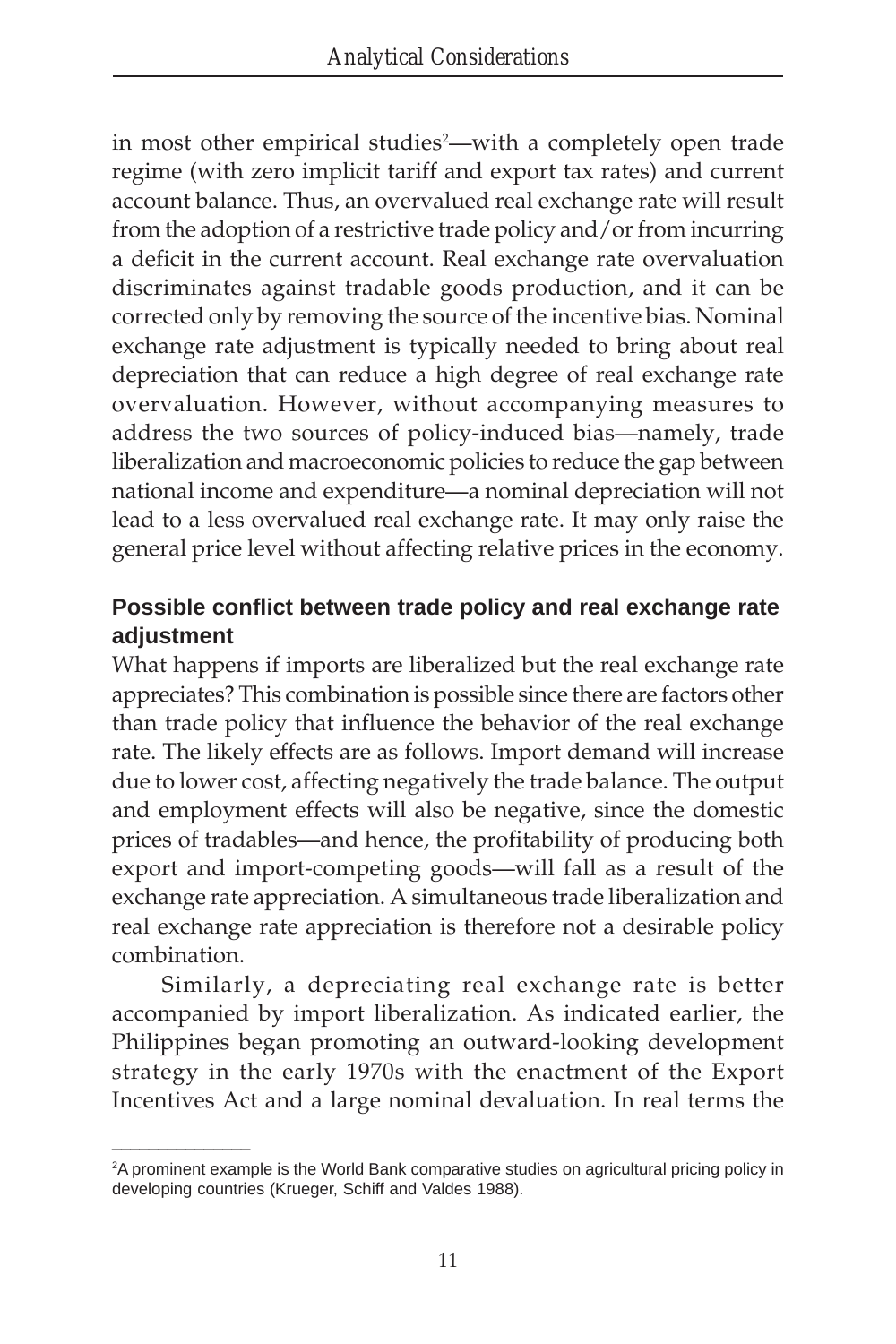in most other empirical studies[2]—with a completely open trade regime (with zero implicit tariff and export tax rates) and current account balance. Thus, an overvalued real exchange rate will result from the adoption of a restrictive trade policy and/or from incurring a deficit in the current account. Real exchange rate overvaluation discriminates against tradable goods production, and it can be corrected only by removing the source of the incentive bias. Nominal exchange rate adjustment is typically needed to bring about real depreciation that can reduce a high degree of real exchange rate overvaluation. However, without accompanying measures to address the two sources of policy-induced bias—namely, trade liberalization and macroeconomic policies to reduce the gap between national income and expenditure—a nominal depreciation will not lead to a less overvalued real exchange rate. It may only raise the general price level without affecting relative prices in the economy.

### Possible conflict between trade policy and real exchange rate adjustment

What happens if imports are liberalized but the real exchange rate appreciates? This combination is possible since there are factors other than trade policy that influence the behavior of the real exchange rate. The likely effects are as follows. Import demand will increase due to lower cost, affecting negatively the trade balance. The output and employment effects will also be negative, since the domestic prices of tradables—and hence, the profitability of producing both export and import-competing goods—will fall as a result of the exchange rate appreciation. A simultaneous trade liberalization and real exchange rate appreciation is therefore not a desirable policy combination.

Similarly, a depreciating real exchange rate is better accompanied by import liberalization. As indicated earlier, the Philippines began promoting an outward-looking development strategy in the early 1970s with the enactment of the Export Incentives Act and a large nominal devaluation. In real terms the

---

[2] A prominent example is the World Bank comparative studies on agricultural pricing policy in developing countries (Krueger, Schiff and Valdes 1988).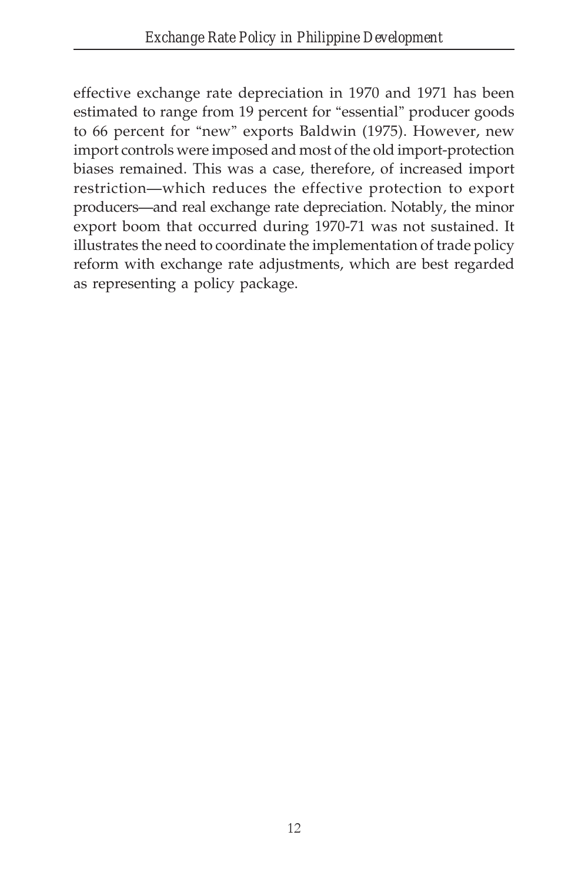effective exchange rate depreciation in 1970 and 1971 has been estimated to range from 19 percent for "essential" producer goods to 66 percent for "new" exports Baldwin (1975). However, new import controls were imposed and most of the old import-protection biases remained. This was a case, therefore, of increased import restriction—which reduces the effective protection to export producers—and real exchange rate depreciation. Notably, the minor export boom that occurred during 1970-71 was not sustained. It illustrates the need to coordinate the implementation of trade policy reform with exchange rate adjustments, which are best regarded as representing a policy package.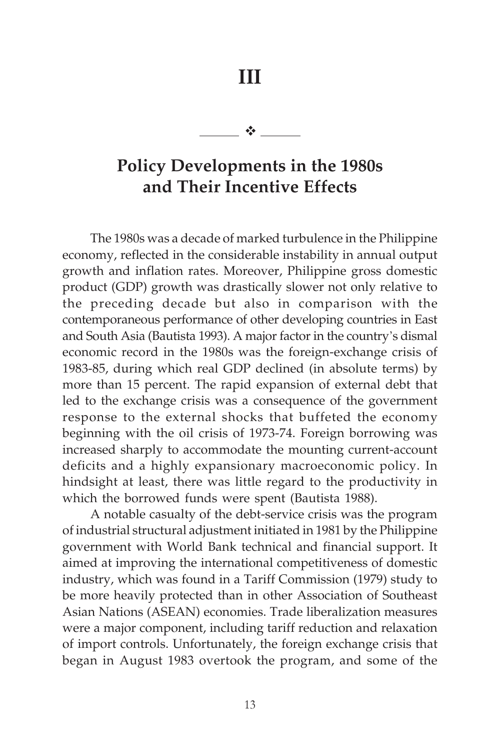# III

## Policy Developments in the 1980s and Their Incentive Effects

The 1980s was a decade of marked turbulence in the Philippine economy, reflected in the considerable instability in annual output growth and inflation rates. Moreover, Philippine gross domestic product (GDP) growth was drastically slower not only relative to the preceding decade but also in comparison with the contemporaneous performance of other developing countries in East and South Asia (Bautista 1993). A major factor in the country's dismal economic record in the 1980s was the foreign-exchange crisis of 1983-85, during which real GDP declined (in absolute terms) by more than 15 percent. The rapid expansion of external debt that led to the exchange crisis was a consequence of the government response to the external shocks that buffeted the economy beginning with the oil crisis of 1973-74. Foreign borrowing was increased sharply to accommodate the mounting current-account deficits and a highly expansionary macroeconomic policy. In hindsight at least, there was little regard to the productivity in which the borrowed funds were spent (Bautista 1988).

A notable casualty of the debt-service crisis was the program of industrial structural adjustment initiated in 1981 by the Philippine government with World Bank technical and financial support. It aimed at improving the international competitiveness of domestic industry, which was found in a Tariff Commission (1979) study to be more heavily protected than in other Association of Southeast Asian Nations (ASEAN) economies. Trade liberalization measures were a major component, including tariff reduction and relaxation of import controls. Unfortunately, the foreign exchange crisis that began in August 1983 overtook the program, and some of the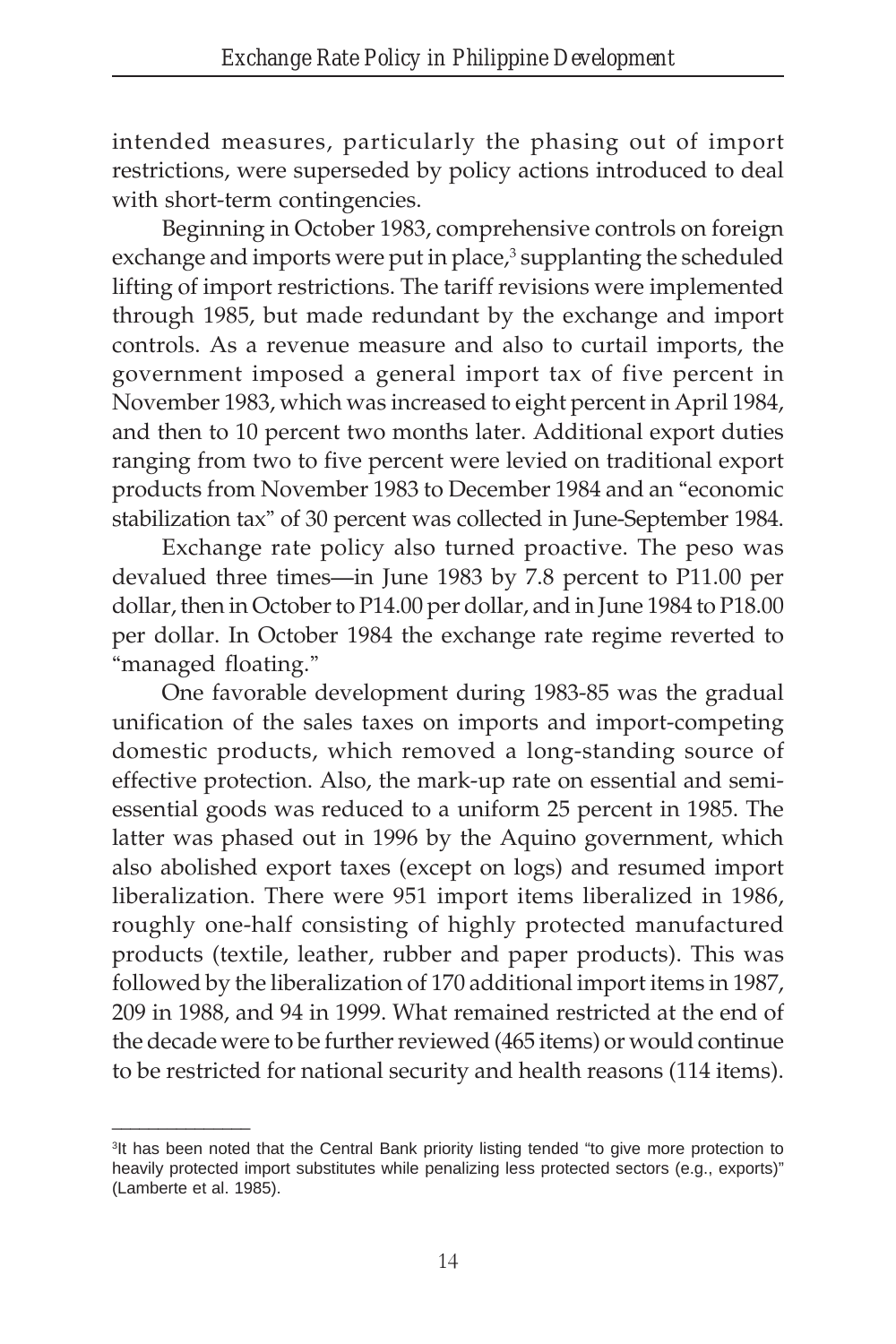intended measures, particularly the phasing out of import restrictions, were superseded by policy actions introduced to deal with short-term contingencies.

Beginning in October 1983, comprehensive controls on foreign exchange and imports were put in place,[3] supplanting the scheduled lifting of import restrictions. The tariff revisions were implemented through 1985, but made redundant by the exchange and import controls. As a revenue measure and also to curtail imports, the government imposed a general import tax of five percent in November 1983, which was increased to eight percent in April 1984, and then to 10 percent two months later. Additional export duties ranging from two to five percent were levied on traditional export products from November 1983 to December 1984 and an "economic stabilization tax" of 30 percent was collected in June-September 1984.

Exchange rate policy also turned proactive. The peso was devalued three times—in June 1983 by 7.8 percent to P11.00 per dollar, then in October to P14.00 per dollar, and in June 1984 to P18.00 per dollar. In October 1984 the exchange rate regime reverted to "managed floating."

One favorable development during 1983-85 was the gradual unification of the sales taxes on imports and import-competing domestic products, which removed a long-standing source of effective protection. Also, the mark-up rate on essential and semi-essential goods was reduced to a uniform 25 percent in 1985. The latter was phased out in 1996 by the Aquino government, which also abolished export taxes (except on logs) and resumed import liberalization. There were 951 import items liberalized in 1986, roughly one-half consisting of highly protected manufactured products (textile, leather, rubber and paper products). This was followed by the liberalization of 170 additional import items in 1987, 209 in 1988, and 94 in 1999. What remained restricted at the end of the decade were to be further reviewed (465 items) or would continue to be restricted for national security and health reasons (114 items).

---

[3] It has been noted that the Central Bank priority listing tended "to give more protection to heavily protected import substitutes while penalizing less protected sectors (e.g., exports)" (Lamberte et al. 1985).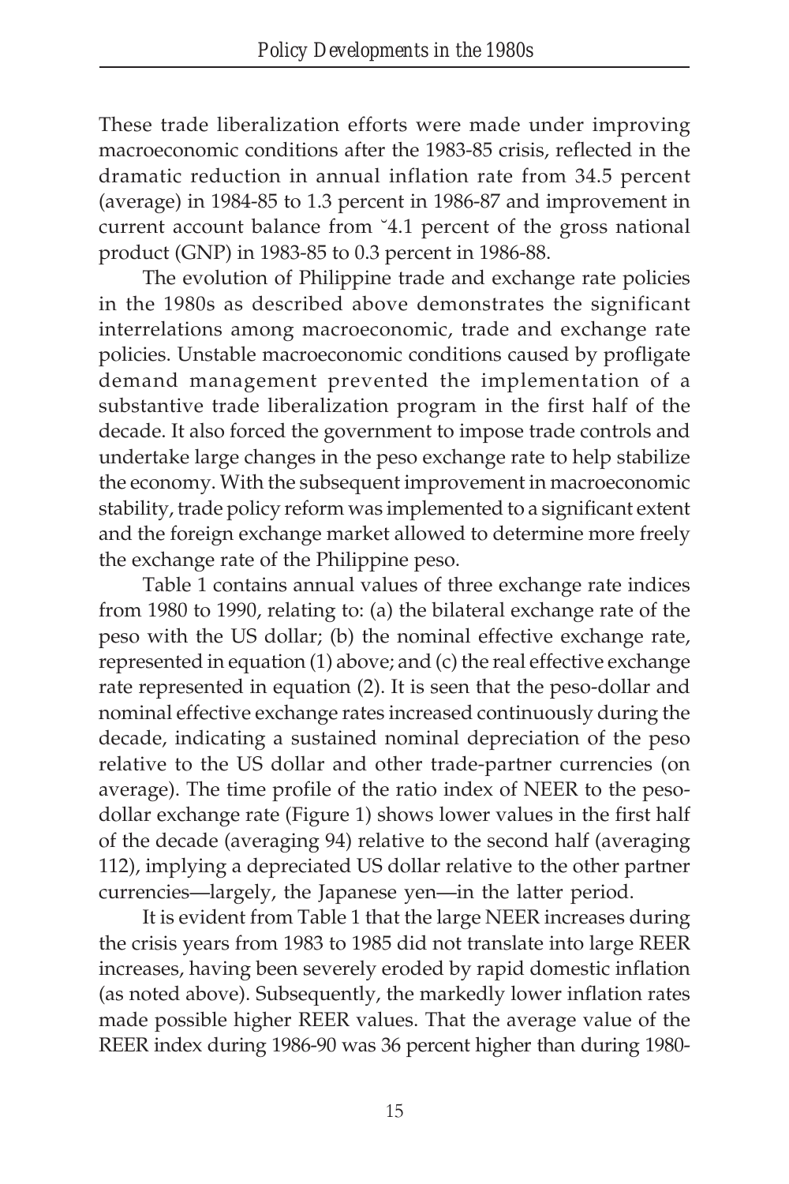These trade liberalization efforts were made under improving macroeconomic conditions after the 1983-85 crisis, reflected in the dramatic reduction in annual inflation rate from 34.5 percent (average) in 1984-85 to 1.3 percent in 1986-87 and improvement in current account balance from ˘4.1 percent of the gross national product (GNP) in 1983-85 to 0.3 percent in 1986-88.

The evolution of Philippine trade and exchange rate policies in the 1980s as described above demonstrates the significant interrelations among macroeconomic, trade and exchange rate policies. Unstable macroeconomic conditions caused by profligate demand management prevented the implementation of a substantive trade liberalization program in the first half of the decade. It also forced the government to impose trade controls and undertake large changes in the peso exchange rate to help stabilize the economy. With the subsequent improvement in macroeconomic stability, trade policy reform was implemented to a significant extent and the foreign exchange market allowed to determine more freely the exchange rate of the Philippine peso.

Table 1 contains annual values of three exchange rate indices from 1980 to 1990, relating to: (a) the bilateral exchange rate of the peso with the US dollar; (b) the nominal effective exchange rate, represented in equation (1) above; and (c) the real effective exchange rate represented in equation (2). It is seen that the peso-dollar and nominal effective exchange rates increased continuously during the decade, indicating a sustained nominal depreciation of the peso relative to the US dollar and other trade-partner currencies (on average). The time profile of the ratio index of NEER to the peso-dollar exchange rate (Figure 1) shows lower values in the first half of the decade (averaging 94) relative to the second half (averaging 112), implying a depreciated US dollar relative to the other partner currencies—largely, the Japanese yen—in the latter period.

It is evident from Table 1 that the large NEER increases during the crisis years from 1983 to 1985 did not translate into large REER increases, having been severely eroded by rapid domestic inflation (as noted above). Subsequently, the markedly lower inflation rates made possible higher REER values. That the average value of the REER index during 1986-90 was 36 percent higher than during 1980-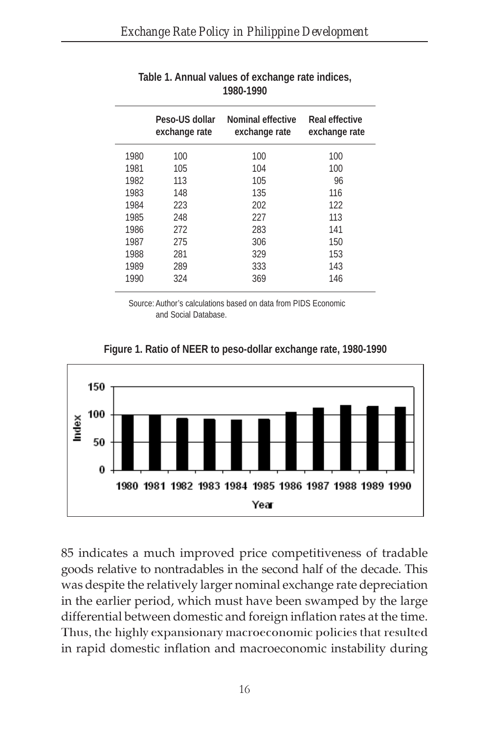**Table 1. Annual values of exchange rate indices, 1980-1990**

| | Peso-US dollar exchange rate | Nominal effective exchange rate | Real effective exchange rate |
|---|---|---|---|
| 1980 | 100 | 100 | 100 |
| 1981 | 105 | 104 | 100 |
| 1982 | 113 | 105 | 96 |
| 1983 | 148 | 135 | 116 |
| 1984 | 223 | 202 | 122 |
| 1985 | 248 | 227 | 113 |
| 1986 | 272 | 283 | 141 |
| 1987 | 275 | 306 | 150 |
| 1988 | 281 | 329 | 153 |
| 1989 | 289 | 333 | 143 |
| 1990 | 324 | 369 | 146 |

Source: Author's calculations based on data from PIDS Economic and Social Database.

**Figure 1. Ratio of NEER to peso-dollar exchange rate, 1980-1990**

85 indicates a much improved price competitiveness of tradable goods relative to nontradables in the second half of the decade. This was despite the relatively larger nominal exchange rate depreciation in the earlier period, which must have been swamped by the large differential between domestic and foreign inflation rates at the time. Thus, the highly expansionary macroeconomic policies that resulted in rapid domestic inflation and macroeconomic instability during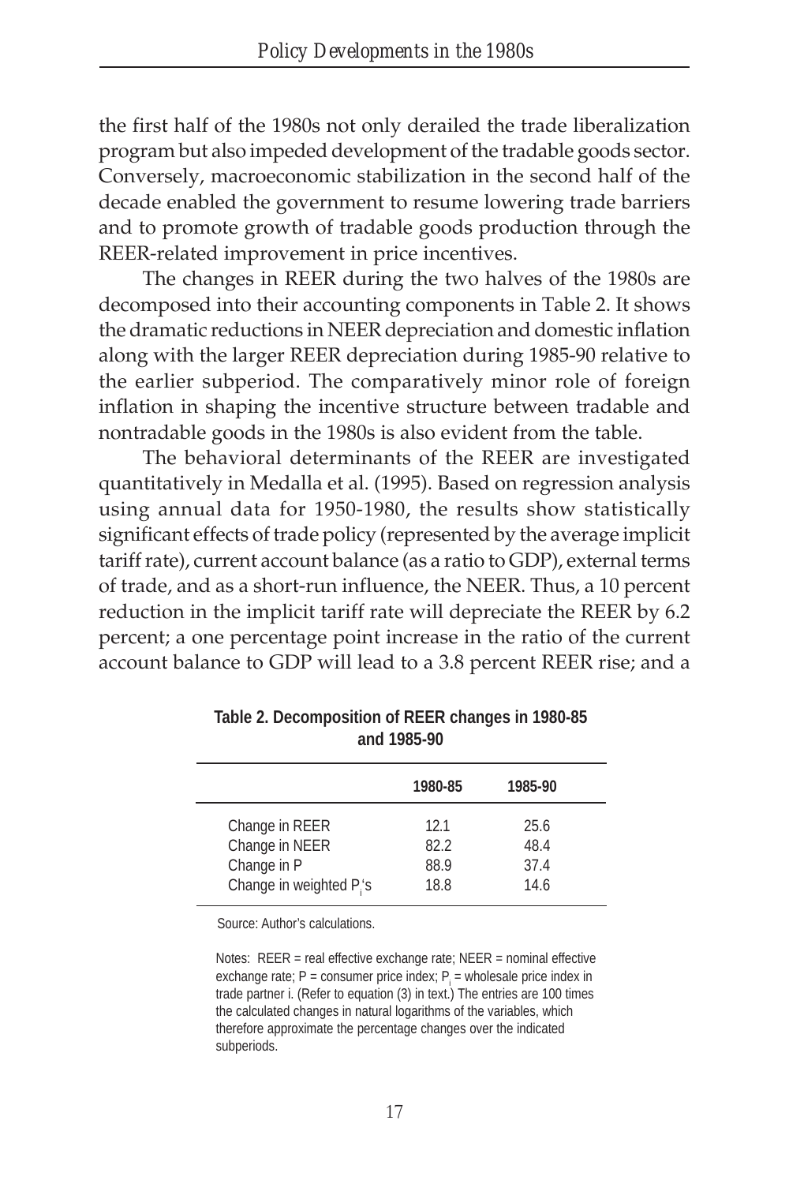the first half of the 1980s not only derailed the trade liberalization program but also impeded development of the tradable goods sector. Conversely, macroeconomic stabilization in the second half of the decade enabled the government to resume lowering trade barriers and to promote growth of tradable goods production through the REER-related improvement in price incentives.

The changes in REER during the two halves of the 1980s are decomposed into their accounting components in Table 2. It shows the dramatic reductions in NEER depreciation and domestic inflation along with the larger REER depreciation during 1985-90 relative to the earlier subperiod. The comparatively minor role of foreign inflation in shaping the incentive structure between tradable and nontradable goods in the 1980s is also evident from the table.

The behavioral determinants of the REER are investigated quantitatively in Medalla et al. (1995). Based on regression analysis using annual data for 1950-1980, the results show statistically significant effects of trade policy (represented by the average implicit tariff rate), current account balance (as a ratio to GDP), external terms of trade, and as a short-run influence, the NEER. Thus, a 10 percent reduction in the implicit tariff rate will depreciate the REER by 6.2 percent; a one percentage point increase in the ratio of the current account balance to GDP will lead to a 3.8 percent REER rise; and a

**Table 2. Decomposition of REER changes in 1980-85 and 1985-90**

| | 1980-85 | 1985-90 |
|---|---|---|
| Change in REER | 12.1 | 25.6 |
| Change in NEER | 82.2 | 48.4 |
| Change in P | 88.9 | 37.4 |
| Change in weighted $P_i$'s | 18.8 | 14.6 |

Source: Author's calculations.

Notes: REER = real effective exchange rate; NEER = nominal effective exchange rate; P = consumer price index; $P_i$ = wholesale price index in trade partner i. (Refer to equation (3) in text.) The entries are 100 times the calculated changes in natural logarithms of the variables, which therefore approximate the percentage changes over the indicated subperiods.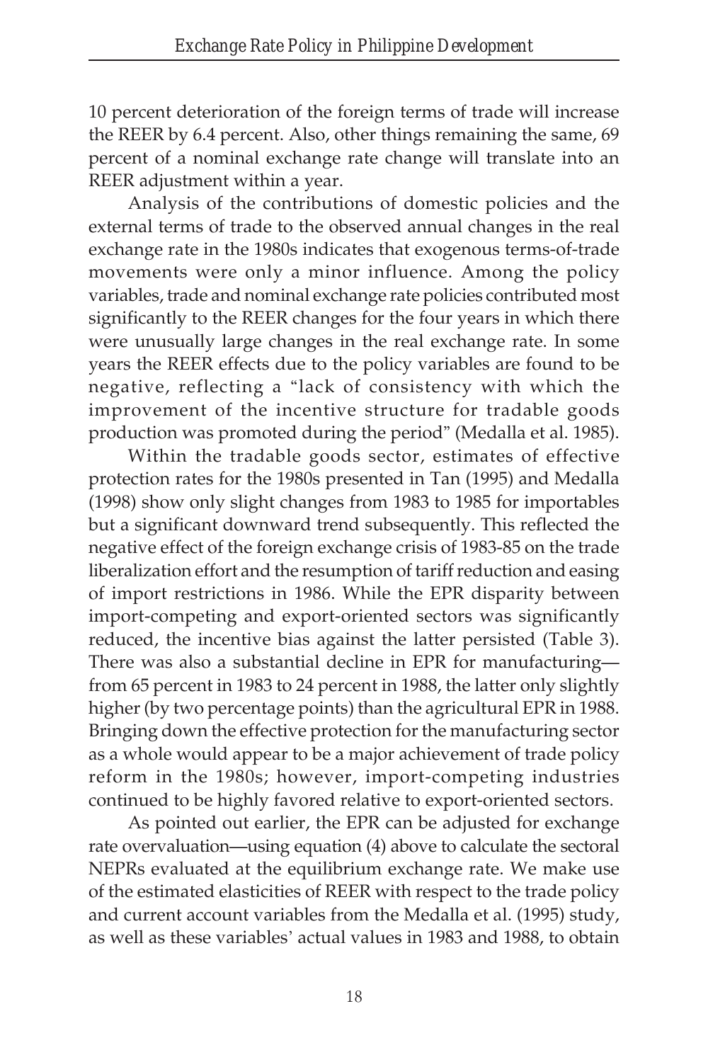10 percent deterioration of the foreign terms of trade will increase the REER by 6.4 percent. Also, other things remaining the same, 69 percent of a nominal exchange rate change will translate into an REER adjustment within a year.

Analysis of the contributions of domestic policies and the external terms of trade to the observed annual changes in the real exchange rate in the 1980s indicates that exogenous terms-of-trade movements were only a minor influence. Among the policy variables, trade and nominal exchange rate policies contributed most significantly to the REER changes for the four years in which there were unusually large changes in the real exchange rate. In some years the REER effects due to the policy variables are found to be negative, reflecting a "lack of consistency with which the improvement of the incentive structure for tradable goods production was promoted during the period" (Medalla et al. 1985).

Within the tradable goods sector, estimates of effective protection rates for the 1980s presented in Tan (1995) and Medalla (1998) show only slight changes from 1983 to 1985 for importables but a significant downward trend subsequently. This reflected the negative effect of the foreign exchange crisis of 1983-85 on the trade liberalization effort and the resumption of tariff reduction and easing of import restrictions in 1986. While the EPR disparity between import-competing and export-oriented sectors was significantly reduced, the incentive bias against the latter persisted (Table 3). There was also a substantial decline in EPR for manufacturing—from 65 percent in 1983 to 24 percent in 1988, the latter only slightly higher (by two percentage points) than the agricultural EPR in 1988. Bringing down the effective protection for the manufacturing sector as a whole would appear to be a major achievement of trade policy reform in the 1980s; however, import-competing industries continued to be highly favored relative to export-oriented sectors.

As pointed out earlier, the EPR can be adjusted for exchange rate overvaluation—using equation (4) above to calculate the sectoral NEPRs evaluated at the equilibrium exchange rate. We make use of the estimated elasticities of REER with respect to the trade policy and current account variables from the Medalla et al. (1995) study, as well as these variables' actual values in 1983 and 1988, to obtain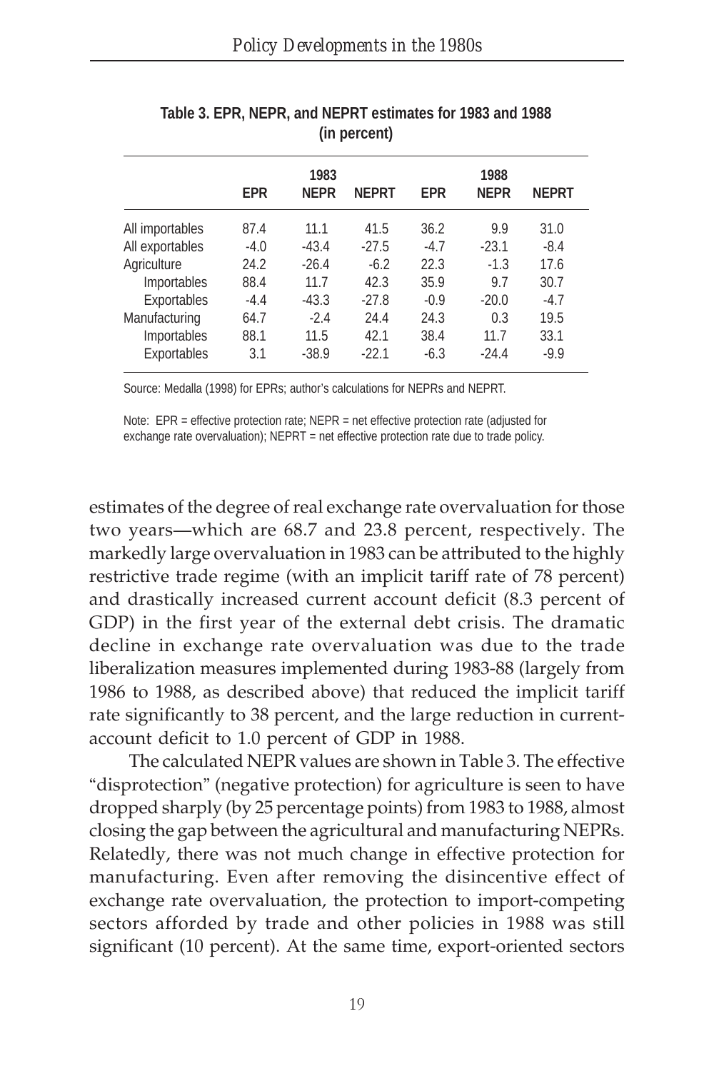**Table 3. EPR, NEPR, and NEPRT estimates for 1983 and 1988 (in percent)**

| | 1983 | | | 1988 | | |
|---|---|---|---|---|---|---|
| | EPR | NEPR | NEPRT | EPR | NEPR | NEPRT |
| All importables | 87.4 | 11.1 | 41.5 | 36.2 | 9.9 | 31.0 |
| All exportables | -4.0 | -43.4 | -27.5 | -4.7 | -23.1 | -8.4 |
| Agriculture | 24.2 | -26.4 | -6.2 | 22.3 | -1.3 | 17.6 |
| Importables | 88.4 | 11.7 | 42.3 | 35.9 | 9.7 | 30.7 |
| Exportables | -4.4 | -43.3 | -27.8 | -0.9 | -20.0 | -4.7 |
| Manufacturing | 64.7 | -2.4 | 24.4 | 24.3 | 0.3 | 19.5 |
| Importables | 88.1 | 11.5 | 42.1 | 38.4 | 11.7 | 33.1 |
| Exportables | 3.1 | -38.9 | -22.1 | -6.3 | -24.4 | -9.9 |

Source: Medalla (1998) for EPRs; author's calculations for NEPRs and NEPRT.

Note: EPR = effective protection rate; NEPR = net effective protection rate (adjusted for exchange rate overvaluation); NEPRT = net effective protection rate due to trade policy.

estimates of the degree of real exchange rate overvaluation for those two years—which are 68.7 and 23.8 percent, respectively. The markedly large overvaluation in 1983 can be attributed to the highly restrictive trade regime (with an implicit tariff rate of 78 percent) and drastically increased current account deficit (8.3 percent of GDP) in the first year of the external debt crisis. The dramatic decline in exchange rate overvaluation was due to the trade liberalization measures implemented during 1983-88 (largely from 1986 to 1988, as described above) that reduced the implicit tariff rate significantly to 38 percent, and the large reduction in current-account deficit to 1.0 percent of GDP in 1988.

The calculated NEPR values are shown in Table 3. The effective "disprotection" (negative protection) for agriculture is seen to have dropped sharply (by 25 percentage points) from 1983 to 1988, almost closing the gap between the agricultural and manufacturing NEPRs. Relatedly, there was not much change in effective protection for manufacturing. Even after removing the disincentive effect of exchange rate overvaluation, the protection to import-competing sectors afforded by trade and other policies in 1988 was still significant (10 percent). At the same time, export-oriented sectors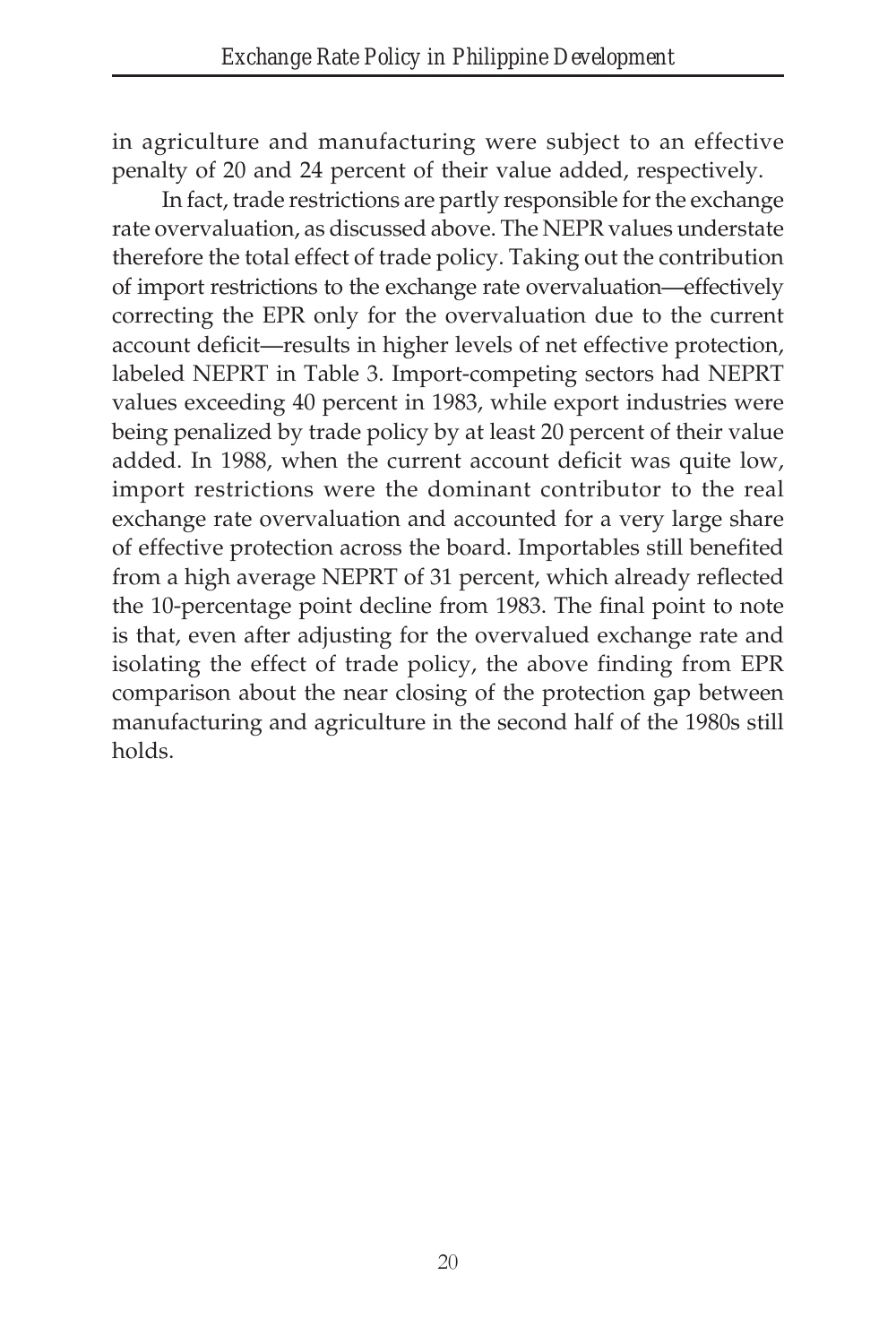in agriculture and manufacturing were subject to an effective penalty of 20 and 24 percent of their value added, respectively.

In fact, trade restrictions are partly responsible for the exchange rate overvaluation, as discussed above. The NEPR values understate therefore the total effect of trade policy. Taking out the contribution of import restrictions to the exchange rate overvaluation—effectively correcting the EPR only for the overvaluation due to the current account deficit—results in higher levels of net effective protection, labeled NEPRT in Table 3. Import-competing sectors had NEPRT values exceeding 40 percent in 1983, while export industries were being penalized by trade policy by at least 20 percent of their value added. In 1988, when the current account deficit was quite low, import restrictions were the dominant contributor to the real exchange rate overvaluation and accounted for a very large share of effective protection across the board. Importables still benefited from a high average NEPRT of 31 percent, which already reflected the 10-percentage point decline from 1983. The final point to note is that, even after adjusting for the overvalued exchange rate and isolating the effect of trade policy, the above finding from EPR comparison about the near closing of the protection gap between manufacturing and agriculture in the second half of the 1980s still holds.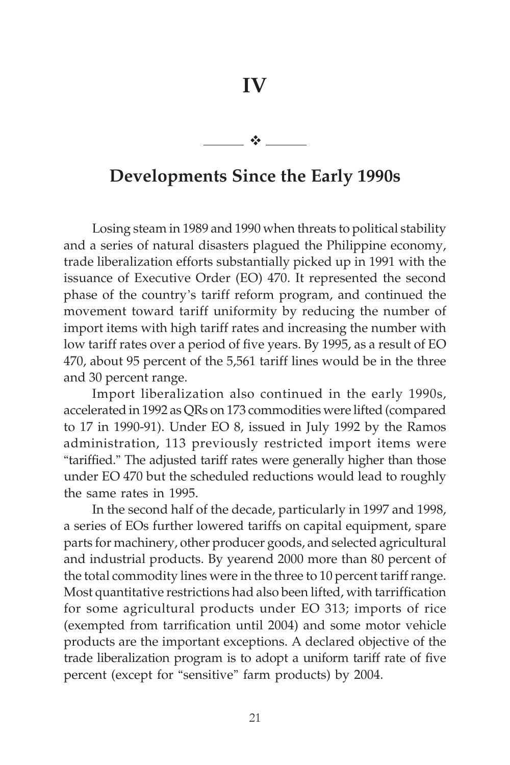# IV

## Developments Since the Early 1990s

Losing steam in 1989 and 1990 when threats to political stability and a series of natural disasters plagued the Philippine economy, trade liberalization efforts substantially picked up in 1991 with the issuance of Executive Order (EO) 470. It represented the second phase of the country's tariff reform program, and continued the movement toward tariff uniformity by reducing the number of import items with high tariff rates and increasing the number with low tariff rates over a period of five years. By 1995, as a result of EO 470, about 95 percent of the 5,561 tariff lines would be in the three and 30 percent range.

Import liberalization also continued in the early 1990s, accelerated in 1992 as QRs on 173 commodities were lifted (compared to 17 in 1990-91). Under EO 8, issued in July 1992 by the Ramos administration, 113 previously restricted import items were "tariffied." The adjusted tariff rates were generally higher than those under EO 470 but the scheduled reductions would lead to roughly the same rates in 1995.

In the second half of the decade, particularly in 1997 and 1998, a series of EOs further lowered tariffs on capital equipment, spare parts for machinery, other producer goods, and selected agricultural and industrial products. By yearend 2000 more than 80 percent of the total commodity lines were in the three to 10 percent tariff range. Most quantitative restrictions had also been lifted, with tarriffication for some agricultural products under EO 313; imports of rice (exempted from tarrification until 2004) and some motor vehicle products are the important exceptions. A declared objective of the trade liberalization program is to adopt a uniform tariff rate of five percent (except for "sensitive" farm products) by 2004.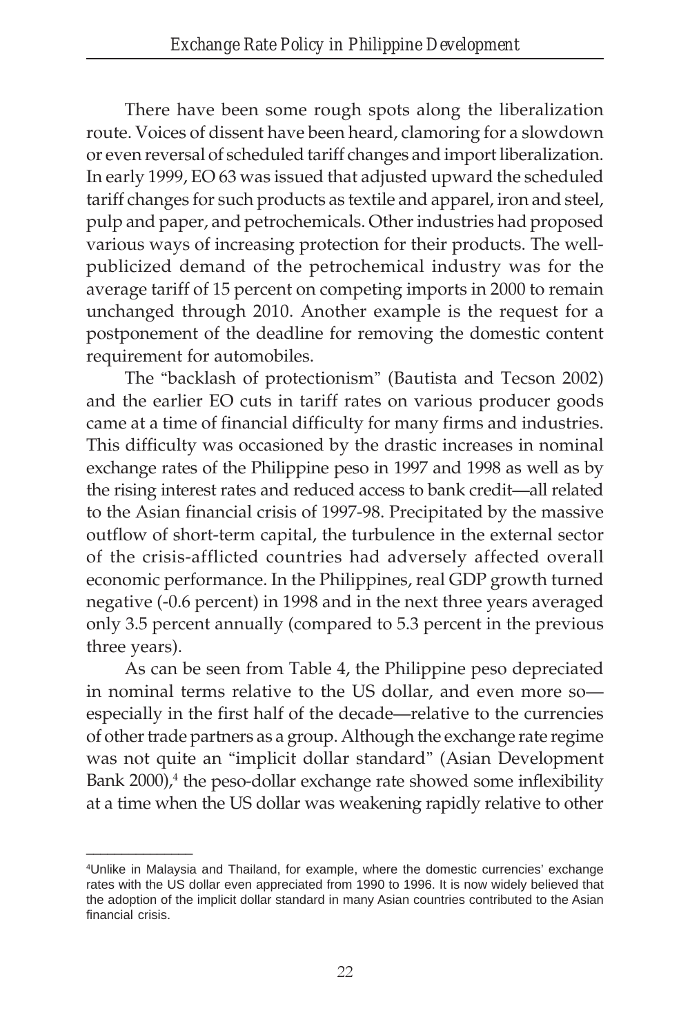There have been some rough spots along the liberalization route. Voices of dissent have been heard, clamoring for a slowdown or even reversal of scheduled tariff changes and import liberalization. In early 1999, EO 63 was issued that adjusted upward the scheduled tariff changes for such products as textile and apparel, iron and steel, pulp and paper, and petrochemicals. Other industries had proposed various ways of increasing protection for their products. The well-publicized demand of the petrochemical industry was for the average tariff of 15 percent on competing imports in 2000 to remain unchanged through 2010. Another example is the request for a postponement of the deadline for removing the domestic content requirement for automobiles.

The "backlash of protectionism" (Bautista and Tecson 2002) and the earlier EO cuts in tariff rates on various producer goods came at a time of financial difficulty for many firms and industries. This difficulty was occasioned by the drastic increases in nominal exchange rates of the Philippine peso in 1997 and 1998 as well as by the rising interest rates and reduced access to bank credit—all related to the Asian financial crisis of 1997-98. Precipitated by the massive outflow of short-term capital, the turbulence in the external sector of the crisis-afflicted countries had adversely affected overall economic performance. In the Philippines, real GDP growth turned negative (-0.6 percent) in 1998 and in the next three years averaged only 3.5 percent annually (compared to 5.3 percent in the previous three years).

As can be seen from Table 4, the Philippine peso depreciated in nominal terms relative to the US dollar, and even more so—especially in the first half of the decade—relative to the currencies of other trade partners as a group. Although the exchange rate regime was not quite an "implicit dollar standard" (Asian Development Bank 2000),[4] the peso-dollar exchange rate showed some inflexibility at a time when the US dollar was weakening rapidly relative to other

---

[4] Unlike in Malaysia and Thailand, for example, where the domestic currencies' exchange rates with the US dollar even appreciated from 1990 to 1996. It is now widely believed that the adoption of the implicit dollar standard in many Asian countries contributed to the Asian financial crisis.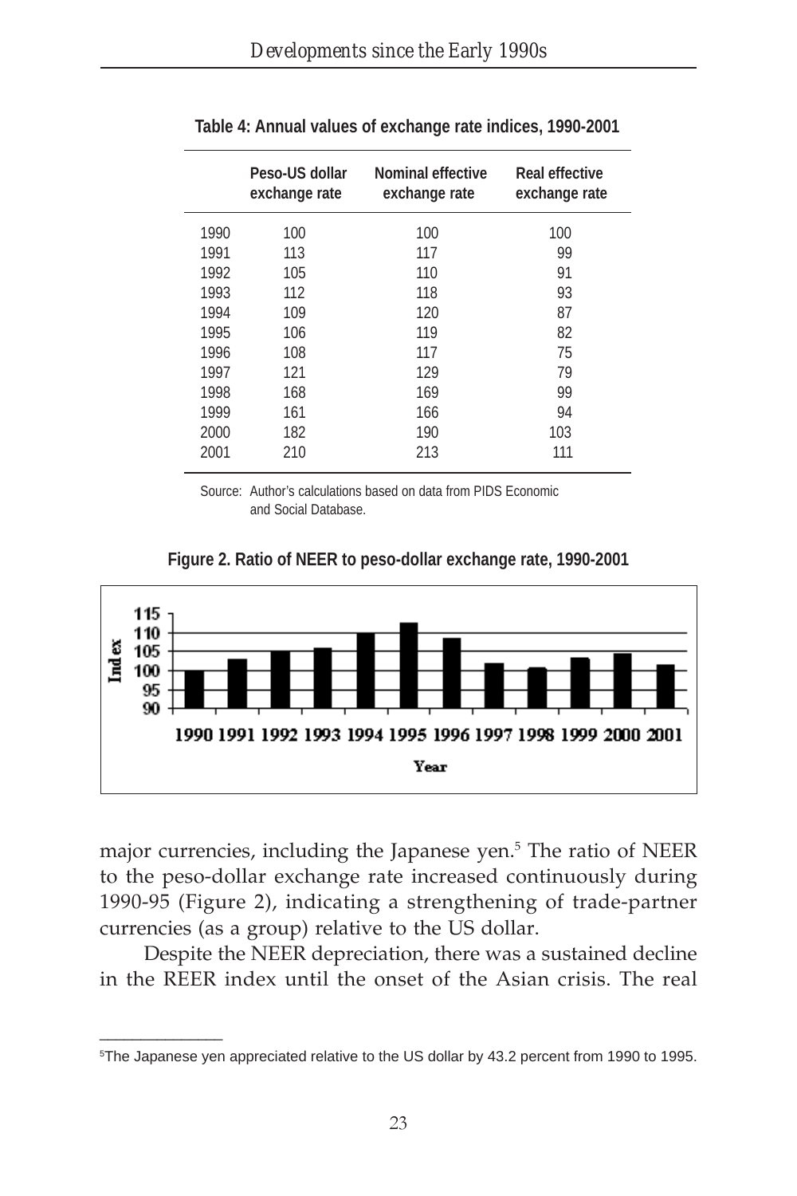**Table 4: Annual values of exchange rate indices, 1990-2001**

| | Peso-US dollar exchange rate | Nominal effective exchange rate | Real effective exchange rate |
|---|---|---|---|
| 1990 | 100 | 100 | 100 |
| 1991 | 113 | 117 | 99 |
| 1992 | 105 | 110 | 91 |
| 1993 | 112 | 118 | 93 |
| 1994 | 109 | 120 | 87 |
| 1995 | 106 | 119 | 82 |
| 1996 | 108 | 117 | 75 |
| 1997 | 121 | 129 | 79 |
| 1998 | 168 | 169 | 99 |
| 1999 | 161 | 166 | 94 |
| 2000 | 182 | 190 | 103 |
| 2001 | 210 | 213 | 111 |

Source: Author's calculations based on data from PIDS Economic and Social Database.

**Figure 2. Ratio of NEER to peso-dollar exchange rate, 1990-2001**

major currencies, including the Japanese yen.[5] The ratio of NEER to the peso-dollar exchange rate increased continuously during 1990-95 (Figure 2), indicating a strengthening of trade-partner currencies (as a group) relative to the US dollar.

Despite the NEER depreciation, there was a sustained decline in the REER index until the onset of the Asian crisis. The real

---

[5]The Japanese yen appreciated relative to the US dollar by 43.2 percent from 1990 to 1995.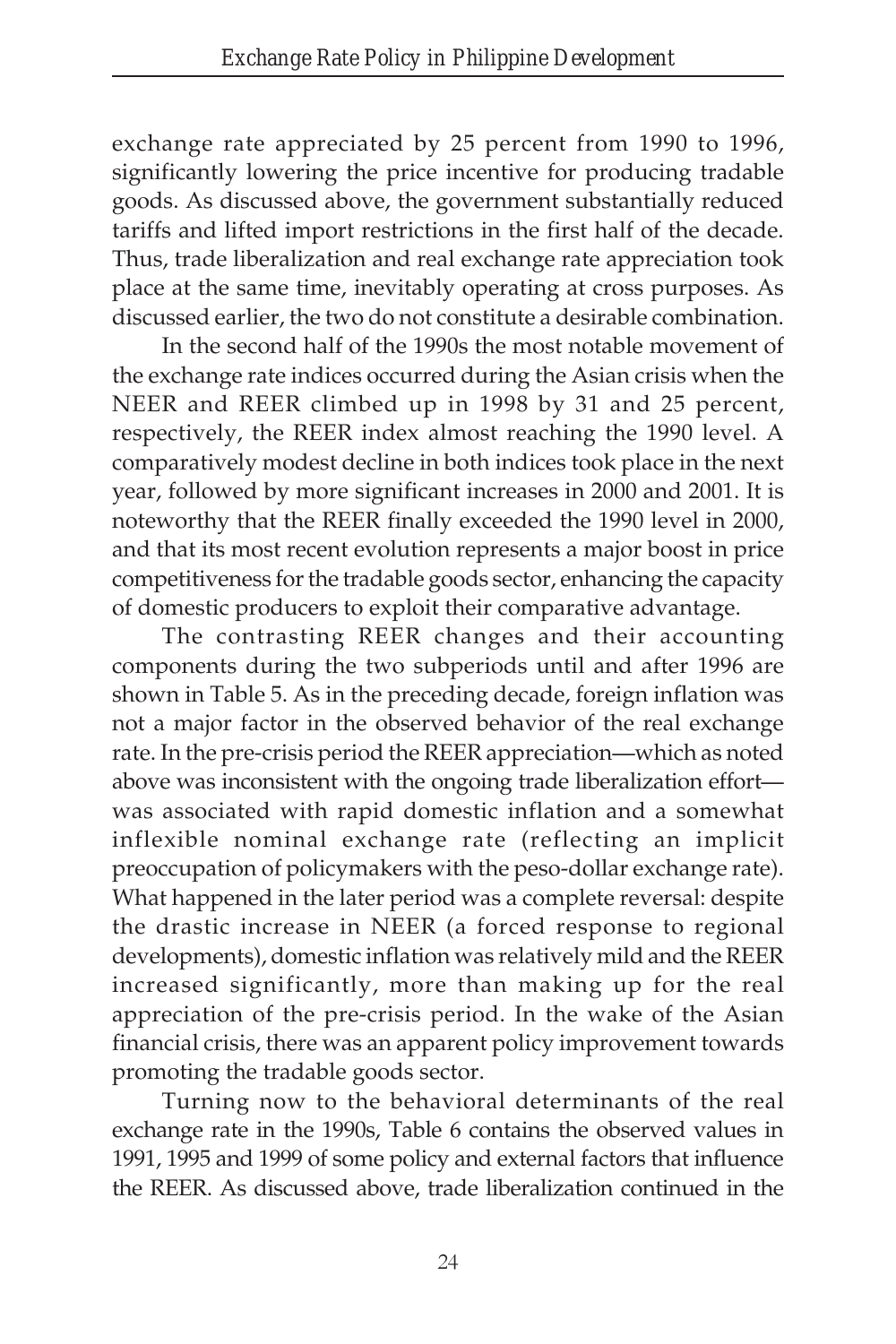exchange rate appreciated by 25 percent from 1990 to 1996, significantly lowering the price incentive for producing tradable goods. As discussed above, the government substantially reduced tariffs and lifted import restrictions in the first half of the decade. Thus, trade liberalization and real exchange rate appreciation took place at the same time, inevitably operating at cross purposes. As discussed earlier, the two do not constitute a desirable combination.

In the second half of the 1990s the most notable movement of the exchange rate indices occurred during the Asian crisis when the NEER and REER climbed up in 1998 by 31 and 25 percent, respectively, the REER index almost reaching the 1990 level. A comparatively modest decline in both indices took place in the next year, followed by more significant increases in 2000 and 2001. It is noteworthy that the REER finally exceeded the 1990 level in 2000, and that its most recent evolution represents a major boost in price competitiveness for the tradable goods sector, enhancing the capacity of domestic producers to exploit their comparative advantage.

The contrasting REER changes and their accounting components during the two subperiods until and after 1996 are shown in Table 5. As in the preceding decade, foreign inflation was not a major factor in the observed behavior of the real exchange rate. In the pre-crisis period the REER appreciation—which as noted above was inconsistent with the ongoing trade liberalization effort—was associated with rapid domestic inflation and a somewhat inflexible nominal exchange rate (reflecting an implicit preoccupation of policymakers with the peso-dollar exchange rate). What happened in the later period was a complete reversal: despite the drastic increase in NEER (a forced response to regional developments), domestic inflation was relatively mild and the REER increased significantly, more than making up for the real appreciation of the pre-crisis period. In the wake of the Asian financial crisis, there was an apparent policy improvement towards promoting the tradable goods sector.

Turning now to the behavioral determinants of the real exchange rate in the 1990s, Table 6 contains the observed values in 1991, 1995 and 1999 of some policy and external factors that influence the REER. As discussed above, trade liberalization continued in the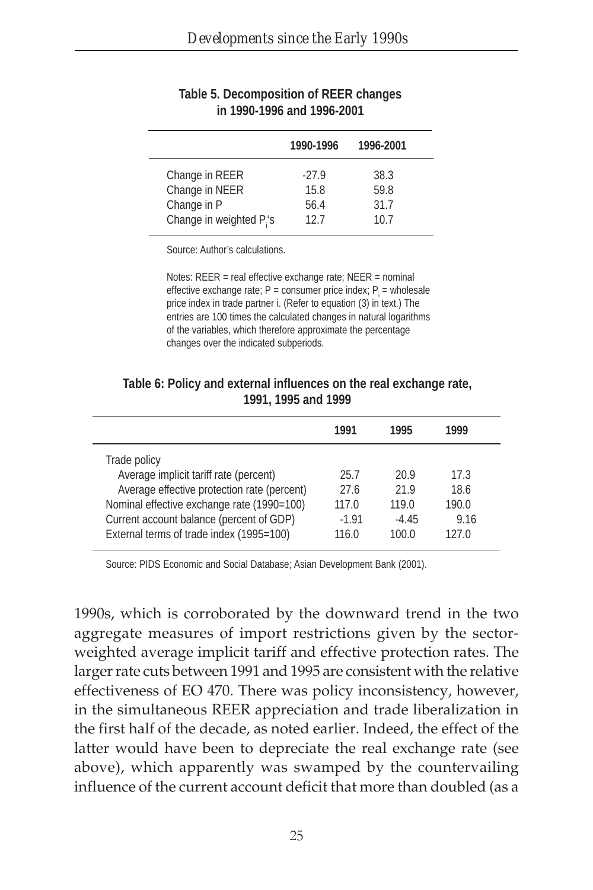**Table 5. Decomposition of REER changes in 1990-1996 and 1996-2001**

| | 1990-1996 | 1996-2001 |
|---|---|---|
| Change in REER | -27.9 | 38.3 |
| Change in NEER | 15.8 | 59.8 |
| Change in P | 56.4 | 31.7 |
| Change in weighted $P_i$'s | 12.7 | 10.7 |

Source: Author's calculations.

Notes: REER = real effective exchange rate; NEER = nominal effective exchange rate; P = consumer price index; $P_i$ = wholesale price index in trade partner i. (Refer to equation (3) in text.) The entries are 100 times the calculated changes in natural logarithms of the variables, which therefore approximate the percentage changes over the indicated subperiods.

**Table 6: Policy and external influences on the real exchange rate, 1991, 1995 and 1999**

| | 1991 | 1995 | 1999 |
|---|---|---|---|
| Trade policy | | | |
| Average implicit tariff rate (percent) | 25.7 | 20.9 | 17.3 |
| Average effective protection rate (percent) | 27.6 | 21.9 | 18.6 |
| Nominal effective exchange rate (1990=100) | 117.0 | 119.0 | 190.0 |
| Current account balance (percent of GDP) | -1.91 | -4.45 | 9.16 |
| External terms of trade index (1995=100) | 116.0 | 100.0 | 127.0 |

Source: PIDS Economic and Social Database; Asian Development Bank (2001).

1990s, which is corroborated by the downward trend in the two aggregate measures of import restrictions given by the sector-weighted average implicit tariff and effective protection rates. The larger rate cuts between 1991 and 1995 are consistent with the relative effectiveness of EO 470. There was policy inconsistency, however, in the simultaneous REER appreciation and trade liberalization in the first half of the decade, as noted earlier. Indeed, the effect of the latter would have been to depreciate the real exchange rate (see above), which apparently was swamped by the countervailing influence of the current account deficit that more than doubled (as a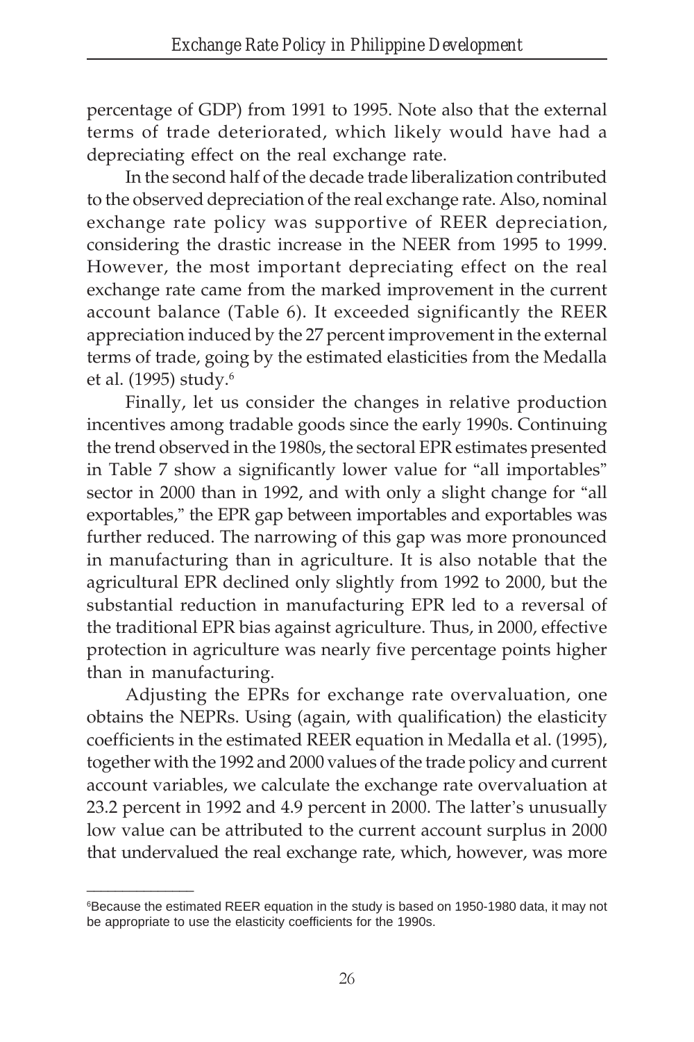percentage of GDP) from 1991 to 1995. Note also that the external terms of trade deteriorated, which likely would have had a depreciating effect on the real exchange rate.

In the second half of the decade trade liberalization contributed to the observed depreciation of the real exchange rate. Also, nominal exchange rate policy was supportive of REER depreciation, considering the drastic increase in the NEER from 1995 to 1999. However, the most important depreciating effect on the real exchange rate came from the marked improvement in the current account balance (Table 6). It exceeded significantly the REER appreciation induced by the 27 percent improvement in the external terms of trade, going by the estimated elasticities from the Medalla et al. (1995) study.[6]

Finally, let us consider the changes in relative production incentives among tradable goods since the early 1990s. Continuing the trend observed in the 1980s, the sectoral EPR estimates presented in Table 7 show a significantly lower value for "all importables" sector in 2000 than in 1992, and with only a slight change for "all exportables," the EPR gap between importables and exportables was further reduced. The narrowing of this gap was more pronounced in manufacturing than in agriculture. It is also notable that the agricultural EPR declined only slightly from 1992 to 2000, but the substantial reduction in manufacturing EPR led to a reversal of the traditional EPR bias against agriculture. Thus, in 2000, effective protection in agriculture was nearly five percentage points higher than in manufacturing.

Adjusting the EPRs for exchange rate overvaluation, one obtains the NEPRs. Using (again, with qualification) the elasticity coefficients in the estimated REER equation in Medalla et al. (1995), together with the 1992 and 2000 values of the trade policy and current account variables, we calculate the exchange rate overvaluation at 23.2 percent in 1992 and 4.9 percent in 2000. The latter's unusually low value can be attributed to the current account surplus in 2000 that undervalued the real exchange rate, which, however, was more

---

[6]Because the estimated REER equation in the study is based on 1950-1980 data, it may not be appropriate to use the elasticity coefficients for the 1990s.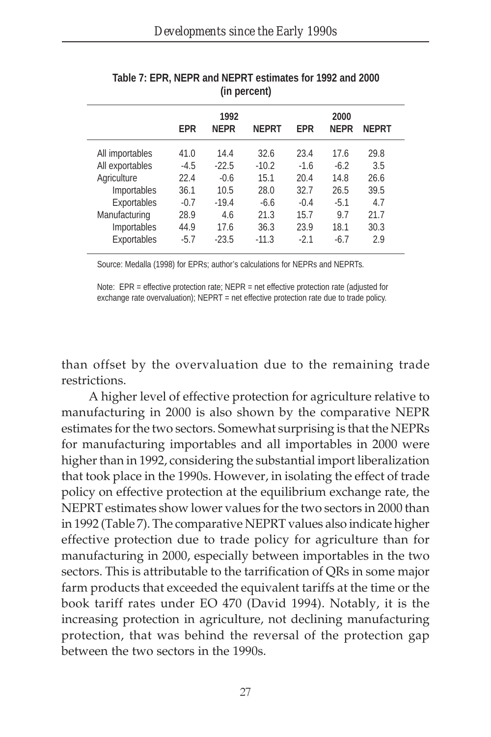**Table 7: EPR, NEPR and NEPRT estimates for 1992 and 2000 (in percent)**

| | 1992 | | | 2000 | | |
|---|---|---|---|---|---|---|
| | EPR | NEPR | NEPRT | EPR | NEPR | NEPRT |
| All importables | 41.0 | 14.4 | 32.6 | 23.4 | 17.6 | 29.8 |
| All exportables | -4.5 | -22.5 | -10.2 | -1.6 | -6.2 | 3.5 |
| Agriculture | 22.4 | -0.6 | 15.1 | 20.4 | 14.8 | 26.6 |
| Importables | 36.1 | 10.5 | 28.0 | 32.7 | 26.5 | 39.5 |
| Exportables | -0.7 | -19.4 | -6.6 | -0.4 | -5.1 | 4.7 |
| Manufacturing | 28.9 | 4.6 | 21.3 | 15.7 | 9.7 | 21.7 |
| Importables | 44.9 | 17.6 | 36.3 | 23.9 | 18.1 | 30.3 |
| Exportables | -5.7 | -23.5 | -11.3 | -2.1 | -6.7 | 2.9 |

Source: Medalla (1998) for EPRs; author's calculations for NEPRs and NEPRTs.

Note: EPR = effective protection rate; NEPR = net effective protection rate (adjusted for exchange rate overvaluation); NEPRT = net effective protection rate due to trade policy.

than offset by the overvaluation due to the remaining trade restrictions.

A higher level of effective protection for agriculture relative to manufacturing in 2000 is also shown by the comparative NEPR estimates for the two sectors. Somewhat surprising is that the NEPRs for manufacturing importables and all importables in 2000 were higher than in 1992, considering the substantial import liberalization that took place in the 1990s. However, in isolating the effect of trade policy on effective protection at the equilibrium exchange rate, the NEPRT estimates show lower values for the two sectors in 2000 than in 1992 (Table 7). The comparative NEPRT values also indicate higher effective protection due to trade policy for agriculture than for manufacturing in 2000, especially between importables in the two sectors. This is attributable to the tarrification of QRs in some major farm products that exceeded the equivalent tariffs at the time or the book tariff rates under EO 470 (David 1994). Notably, it is the increasing protection in agriculture, not declining manufacturing protection, that was behind the reversal of the protection gap between the two sectors in the 1990s.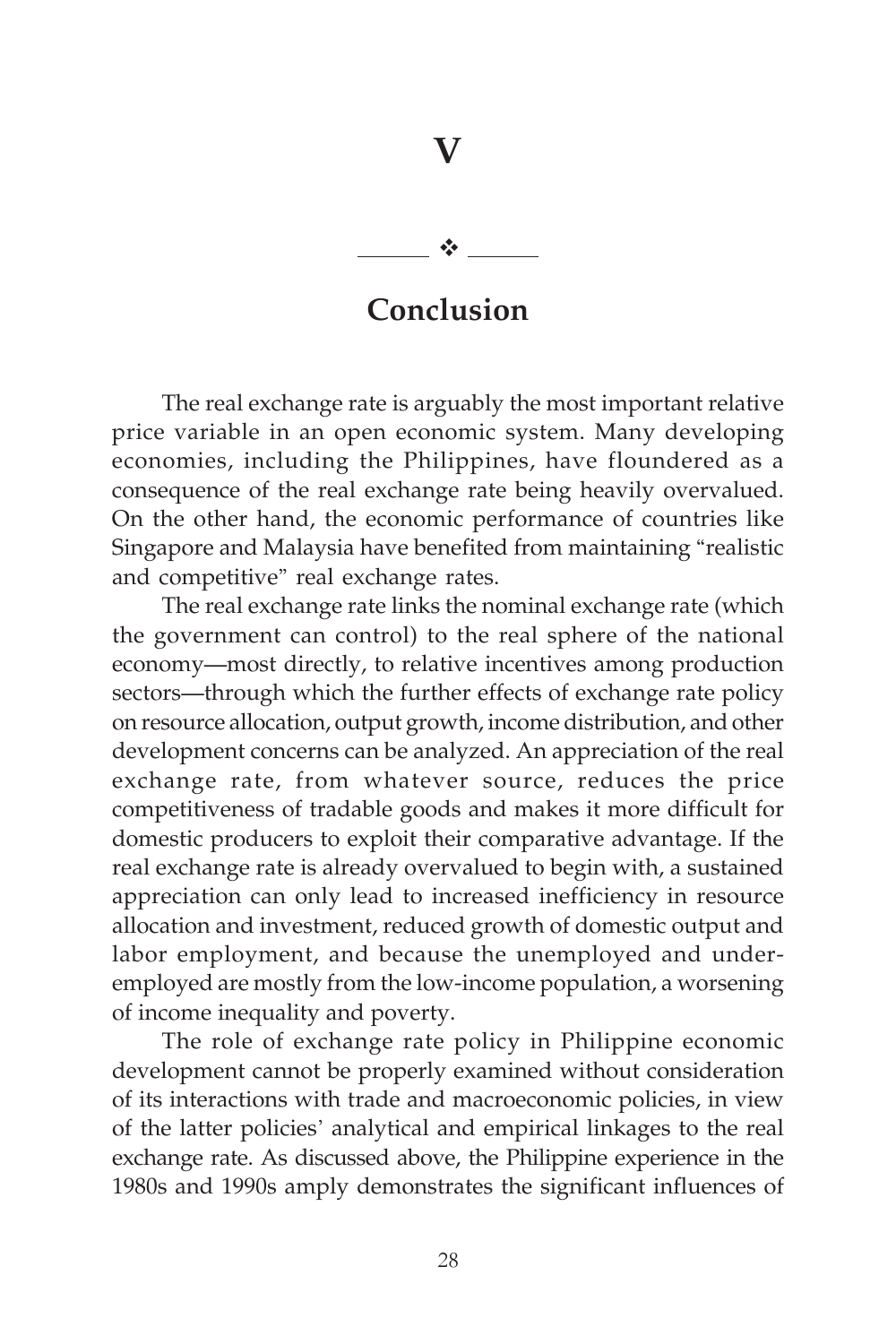# V

## Conclusion

The real exchange rate is arguably the most important relative price variable in an open economic system. Many developing economies, including the Philippines, have floundered as a consequence of the real exchange rate being heavily overvalued. On the other hand, the economic performance of countries like Singapore and Malaysia have benefited from maintaining "realistic and competitive" real exchange rates.

The real exchange rate links the nominal exchange rate (which the government can control) to the real sphere of the national economy—most directly, to relative incentives among production sectors—through which the further effects of exchange rate policy on resource allocation, output growth, income distribution, and other development concerns can be analyzed. An appreciation of the real exchange rate, from whatever source, reduces the price competitiveness of tradable goods and makes it more difficult for domestic producers to exploit their comparative advantage. If the real exchange rate is already overvalued to begin with, a sustained appreciation can only lead to increased inefficiency in resource allocation and investment, reduced growth of domestic output and labor employment, and because the unemployed and under-employed are mostly from the low-income population, a worsening of income inequality and poverty.

The role of exchange rate policy in Philippine economic development cannot be properly examined without consideration of its interactions with trade and macroeconomic policies, in view of the latter policies' analytical and empirical linkages to the real exchange rate. As discussed above, the Philippine experience in the 1980s and 1990s amply demonstrates the significant influences of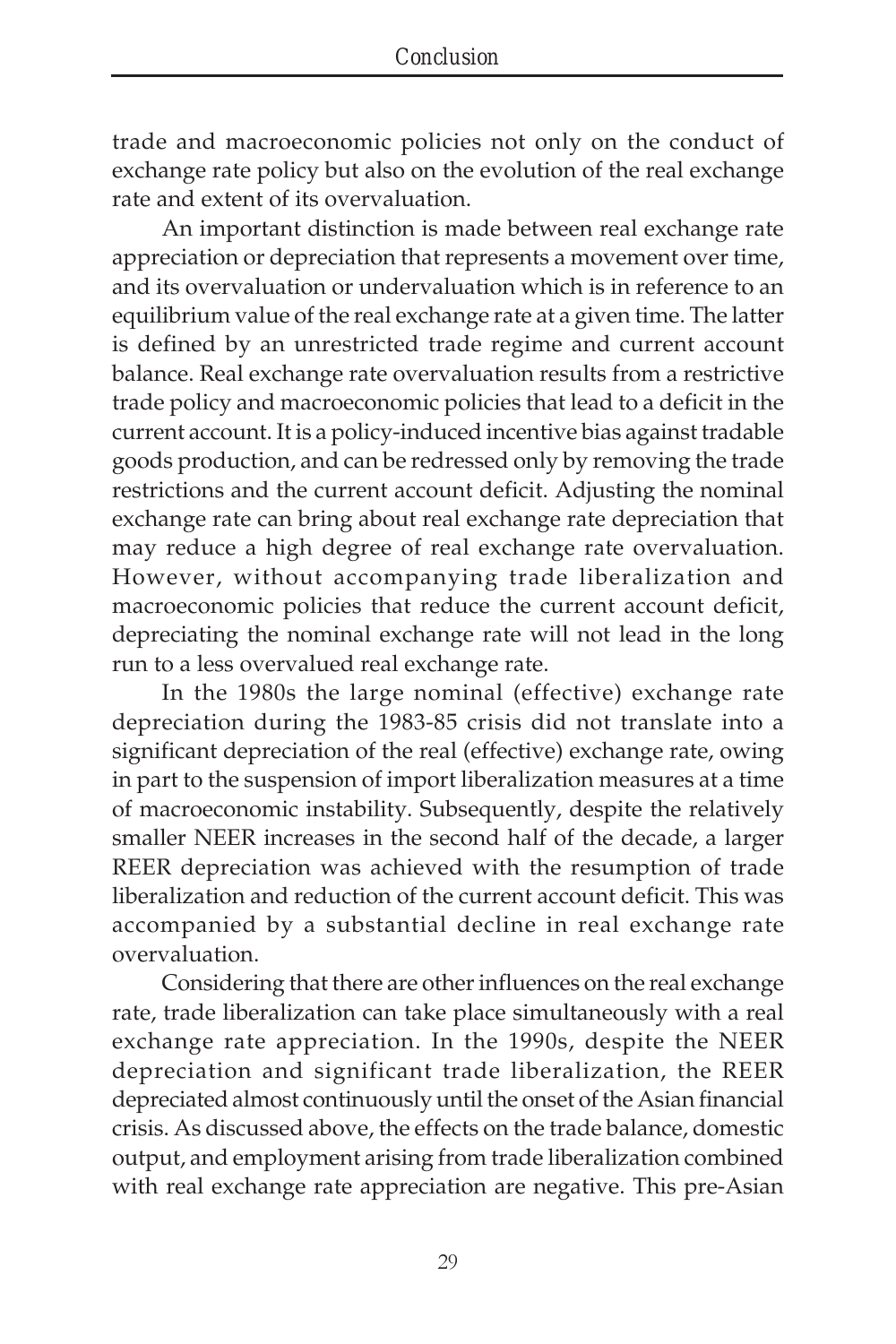trade and macroeconomic policies not only on the conduct of exchange rate policy but also on the evolution of the real exchange rate and extent of its overvaluation.

An important distinction is made between real exchange rate appreciation or depreciation that represents a movement over time, and its overvaluation or undervaluation which is in reference to an equilibrium value of the real exchange rate at a given time. The latter is defined by an unrestricted trade regime and current account balance. Real exchange rate overvaluation results from a restrictive trade policy and macroeconomic policies that lead to a deficit in the current account. It is a policy-induced incentive bias against tradable goods production, and can be redressed only by removing the trade restrictions and the current account deficit. Adjusting the nominal exchange rate can bring about real exchange rate depreciation that may reduce a high degree of real exchange rate overvaluation. However, without accompanying trade liberalization and macroeconomic policies that reduce the current account deficit, depreciating the nominal exchange rate will not lead in the long run to a less overvalued real exchange rate.

In the 1980s the large nominal (effective) exchange rate depreciation during the 1983-85 crisis did not translate into a significant depreciation of the real (effective) exchange rate, owing in part to the suspension of import liberalization measures at a time of macroeconomic instability. Subsequently, despite the relatively smaller NEER increases in the second half of the decade, a larger REER depreciation was achieved with the resumption of trade liberalization and reduction of the current account deficit. This was accompanied by a substantial decline in real exchange rate overvaluation.

Considering that there are other influences on the real exchange rate, trade liberalization can take place simultaneously with a real exchange rate appreciation. In the 1990s, despite the NEER depreciation and significant trade liberalization, the REER depreciated almost continuously until the onset of the Asian financial crisis. As discussed above, the effects on the trade balance, domestic output, and employment arising from trade liberalization combined with real exchange rate appreciation are negative. This pre-Asian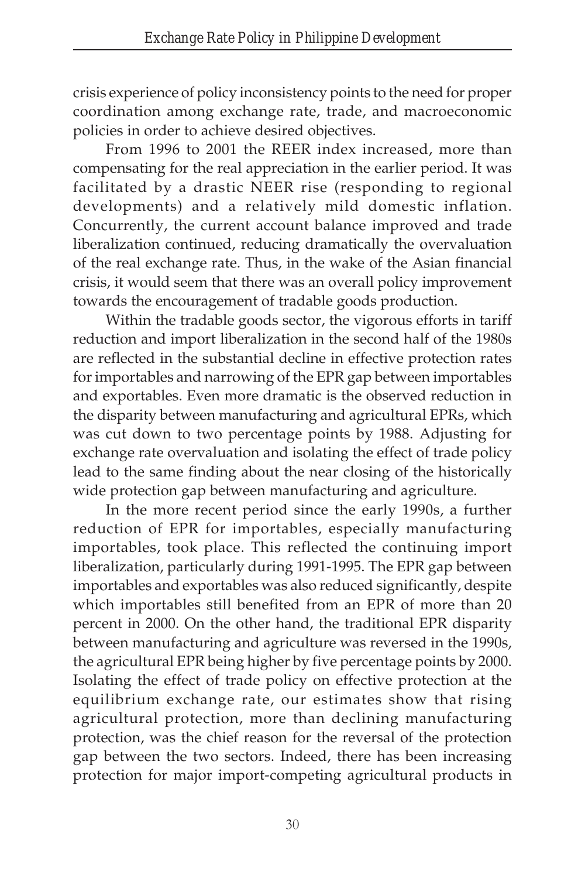crisis experience of policy inconsistency points to the need for proper coordination among exchange rate, trade, and macroeconomic policies in order to achieve desired objectives.

From 1996 to 2001 the REER index increased, more than compensating for the real appreciation in the earlier period. It was facilitated by a drastic NEER rise (responding to regional developments) and a relatively mild domestic inflation. Concurrently, the current account balance improved and trade liberalization continued, reducing dramatically the overvaluation of the real exchange rate. Thus, in the wake of the Asian financial crisis, it would seem that there was an overall policy improvement towards the encouragement of tradable goods production.

Within the tradable goods sector, the vigorous efforts in tariff reduction and import liberalization in the second half of the 1980s are reflected in the substantial decline in effective protection rates for importables and narrowing of the EPR gap between importables and exportables. Even more dramatic is the observed reduction in the disparity between manufacturing and agricultural EPRs, which was cut down to two percentage points by 1988. Adjusting for exchange rate overvaluation and isolating the effect of trade policy lead to the same finding about the near closing of the historically wide protection gap between manufacturing and agriculture.

In the more recent period since the early 1990s, a further reduction of EPR for importables, especially manufacturing importables, took place. This reflected the continuing import liberalization, particularly during 1991-1995. The EPR gap between importables and exportables was also reduced significantly, despite which importables still benefited from an EPR of more than 20 percent in 2000. On the other hand, the traditional EPR disparity between manufacturing and agriculture was reversed in the 1990s, the agricultural EPR being higher by five percentage points by 2000. Isolating the effect of trade policy on effective protection at the equilibrium exchange rate, our estimates show that rising agricultural protection, more than declining manufacturing protection, was the chief reason for the reversal of the protection gap between the two sectors. Indeed, there has been increasing protection for major import-competing agricultural products in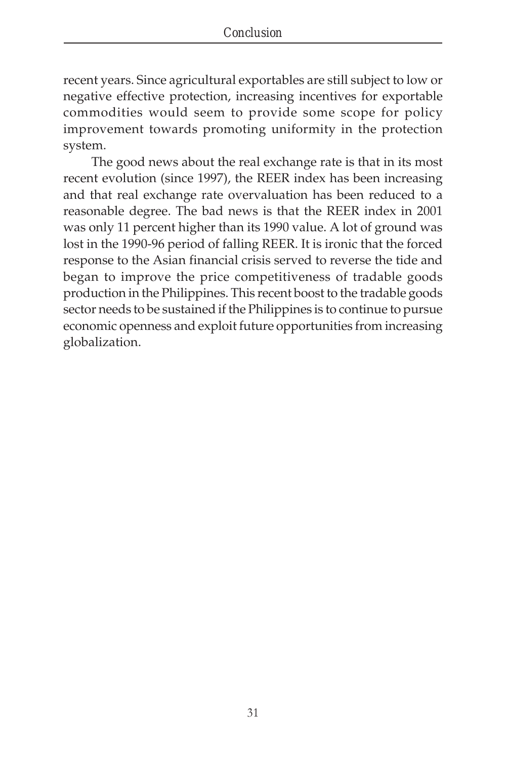recent years. Since agricultural exportables are still subject to low or negative effective protection, increasing incentives for exportable commodities would seem to provide some scope for policy improvement towards promoting uniformity in the protection system.

The good news about the real exchange rate is that in its most recent evolution (since 1997), the REER index has been increasing and that real exchange rate overvaluation has been reduced to a reasonable degree. The bad news is that the REER index in 2001 was only 11 percent higher than its 1990 value. A lot of ground was lost in the 1990-96 period of falling REER. It is ironic that the forced response to the Asian financial crisis served to reverse the tide and began to improve the price competitiveness of tradable goods production in the Philippines. This recent boost to the tradable goods sector needs to be sustained if the Philippines is to continue to pursue economic openness and exploit future opportunities from increasing globalization.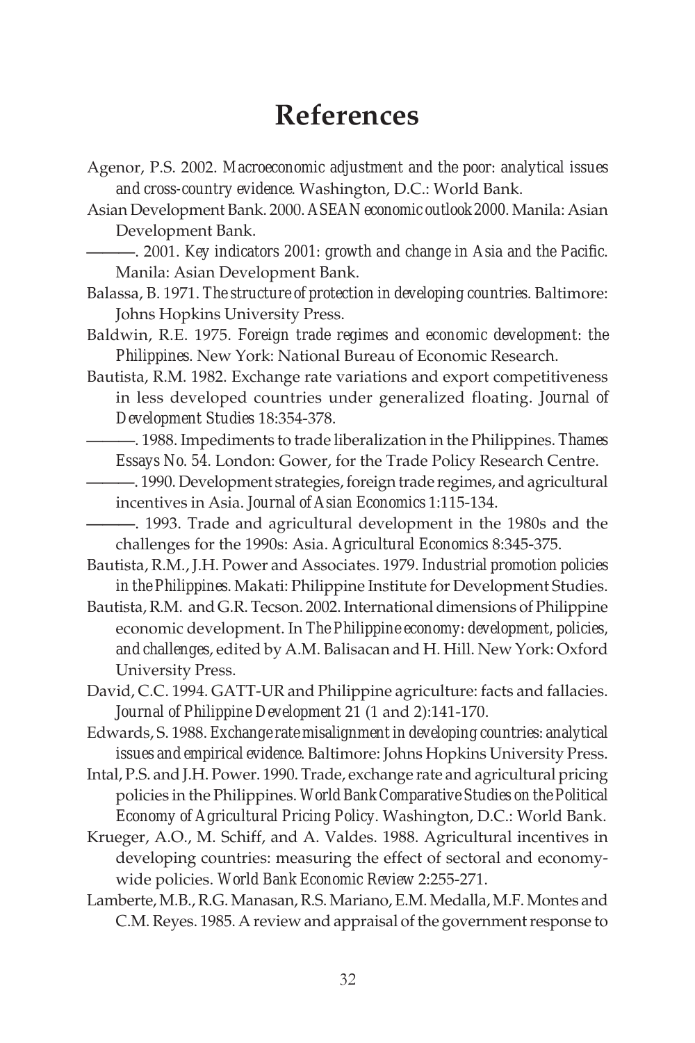# References

Agenor, P.S. 2002. *Macroeconomic adjustment and the poor: analytical issues and cross-country evidence*. Washington, D.C.: World Bank.

Asian Development Bank. 2000. *ASEAN economic outlook 2000*. Manila: Asian Development Bank.

———. 2001. *Key indicators 2001: growth and change in Asia and the Pacific*. Manila: Asian Development Bank.

Balassa, B. 1971. *The structure of protection in developing countries*. Baltimore: Johns Hopkins University Press.

Baldwin, R.E. 1975. *Foreign trade regimes and economic development: the Philippines*. New York: National Bureau of Economic Research.

Bautista, R.M. 1982. Exchange rate variations and export competitiveness in less developed countries under generalized floating. *Journal of Development Studies* 18:354-378.

———. 1988. Impediments to trade liberalization in the Philippines. *Thames Essays No. 54*. London: Gower, for the Trade Policy Research Centre.

———. 1990. Development strategies, foreign trade regimes, and agricultural incentives in Asia. *Journal of Asian Economics* 1:115-134.

———. 1993. Trade and agricultural development in the 1980s and the challenges for the 1990s: Asia. *Agricultural Economics* 8:345-375.

Bautista, R.M., J.H. Power and Associates. 1979. *Industrial promotion policies in the Philippines*. Makati: Philippine Institute for Development Studies.

Bautista, R.M. and G.R. Tecson. 2002. International dimensions of Philippine economic development. In *The Philippine economy: development, policies, and challenges*, edited by A.M. Balisacan and H. Hill. New York: Oxford University Press.

David, C.C. 1994. GATT-UR and Philippine agriculture: facts and fallacies. *Journal of Philippine Development* 21 (1 and 2):141-170.

Edwards, S. 1988. *Exchange rate misalignment in developing countries: analytical issues and empirical evidence*. Baltimore: Johns Hopkins University Press.

Intal, P.S. and J.H. Power. 1990. Trade, exchange rate and agricultural pricing policies in the Philippines. *World Bank Comparative Studies on the Political Economy of Agricultural Pricing Policy*. Washington, D.C.: World Bank.

Krueger, A.O., M. Schiff, and A. Valdes. 1988. Agricultural incentives in developing countries: measuring the effect of sectoral and economy-wide policies. *World Bank Economic Review* 2:255-271.

Lamberte, M.B., R.G. Manasan, R.S. Mariano, E.M. Medalla, M.F. Montes and C.M. Reyes. 1985. A review and appraisal of the government response to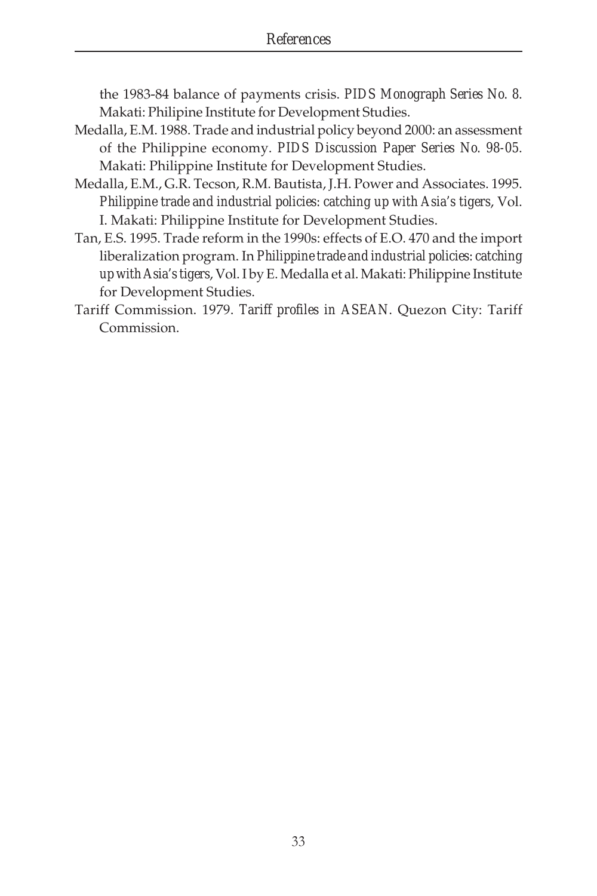the 1983-84 balance of payments crisis. *PIDS Monograph Series No. 8*. Makati: Philipine Institute for Development Studies.

Medalla, E.M. 1988. Trade and industrial policy beyond 2000: an assessment of the Philippine economy. *PIDS Discussion Paper Series No. 98-05*. Makati: Philippine Institute for Development Studies.

Medalla, E.M., G.R. Tecson, R.M. Bautista, J.H. Power and Associates. 1995. *Philippine trade and industrial policies: catching up with Asia's tigers*, Vol. I. Makati: Philippine Institute for Development Studies.

Tan, E.S. 1995. Trade reform in the 1990s: effects of E.O. 470 and the import liberalization program. In *Philippine trade and industrial policies: catching up with Asia's tigers*, Vol. I by E. Medalla et al. Makati: Philippine Institute for Development Studies.

Tariff Commission. 1979. *Tariff profiles in ASEAN*. Quezon City: Tariff Commission.